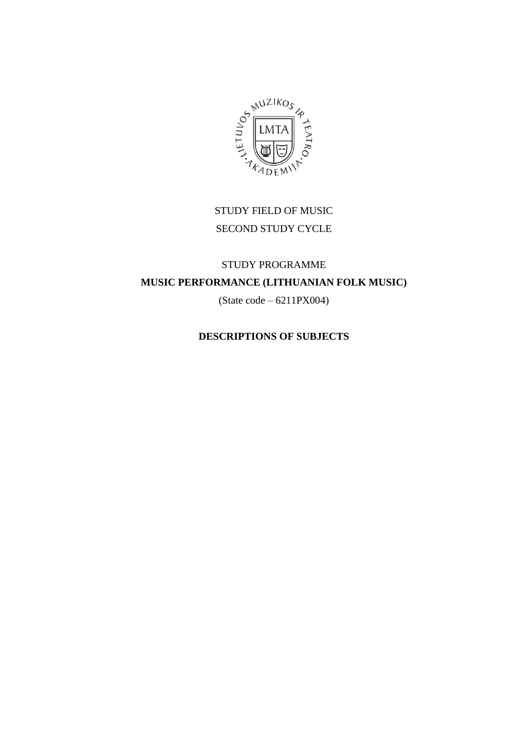STUDY FIELD OF MUSIC

SECOND STUDY CYCLE

STUDY PROGRAMME

**MUSIC PERFORMANCE (LITHUANIAN FOLK MUSIC)**

(State code – 6211PX004)

**DESCRIPTIONS OF SUBJECTS**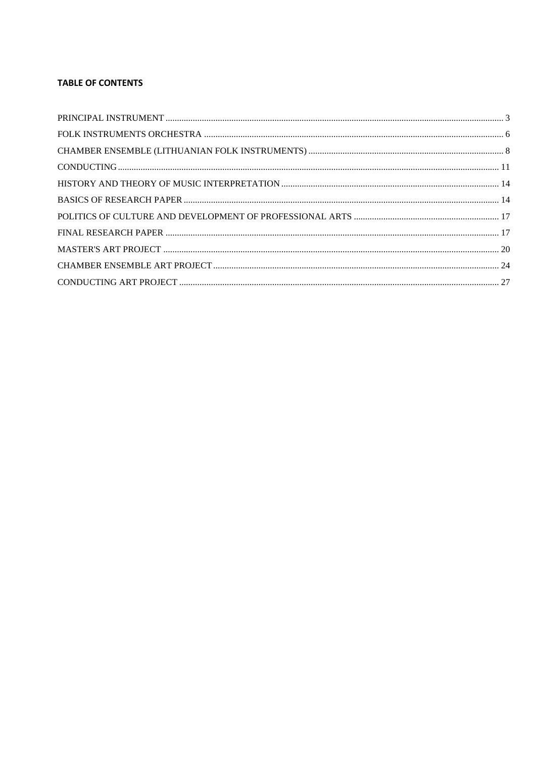**TABLE OF CONTENTS**

PRINCIPAL INSTRUMENT ..... 3
FOLK INSTRUMENTS ORCHESTRA ..... 6
CHAMBER ENSEMBLE (LITHUANIAN FOLK INSTRUMENTS) ..... 8
CONDUCTING ..... 11
HISTORY AND THEORY OF MUSIC INTERPRETATION ..... 14
BASICS OF RESEARCH PAPER ..... 14
POLITICS OF CULTURE AND DEVELOPMENT OF PROFESSIONAL ARTS ..... 17
FINAL RESEARCH PAPER ..... 17
MASTER'S ART PROJECT ..... 20
CHAMBER ENSEMBLE ART PROJECT ..... 24
CONDUCTING ART PROJECT ..... 27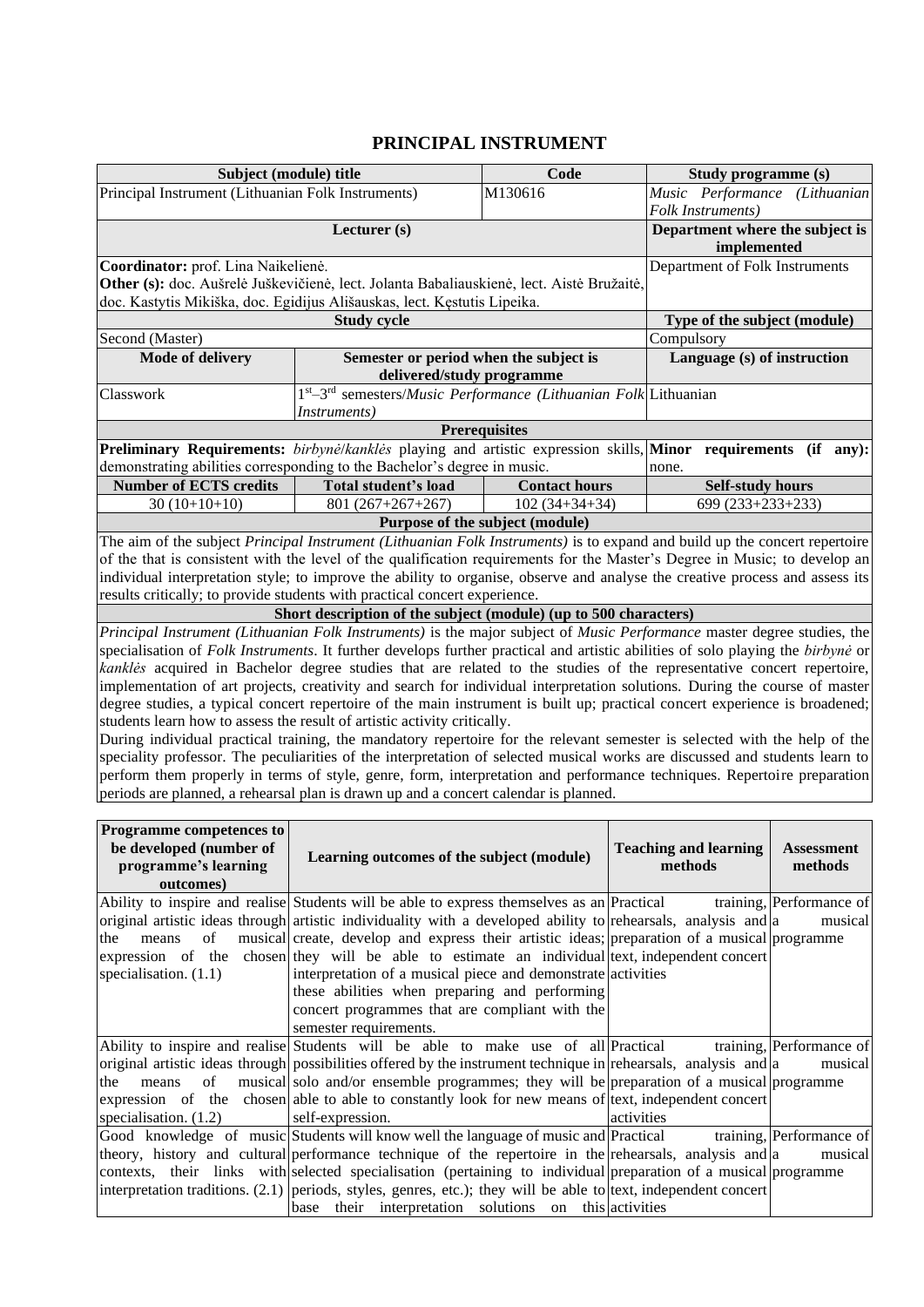# PRINCIPAL INSTRUMENT

| Subject (module) title | | Code | Study programme (s) |
|---|---|---|---|
| Principal Instrument (Lithuanian Folk Instruments) | | M130616 | *Music Performance (Lithuanian Folk Instruments)* |
| **Lecturer (s)** | | | **Department where the subject is implemented** |
| **Coordinator:** prof. Lina Naikelienė. **Other (s):** doc. Aušrelė Juškevičienė, lect. Jolanta Babaliauskienė, lect. Aistė Bružaitė, doc. Kastytis Mikiška, doc. Egidijus Ališauskas, lect. Kęstutis Lipeika. | | | Department of Folk Instruments |
| **Study cycle** | | | **Type of the subject (module)** |
| Second (Master) | | | Compulsory |
| **Mode of delivery** | **Semester or period when the subject is delivered/study programme** | | **Language (s) of instruction** |
| Classwork | 1st–3rd semesters/*Music Performance (Lithuanian Folk Instruments)* | | Lithuanian |
| **Prerequisites** | | | |
| **Preliminary Requirements:** *birbynė/kanklės* playing and artistic expression skills, demonstrating abilities corresponding to the Bachelor's degree in music. | | | **Minor requirements (if any):** none. |
| **Number of ECTS credits** | **Total student's load** | **Contact hours** | **Self-study hours** |
| 30 (10+10+10) | 801 (267+267+267) | 102 (34+34+34) | 699 (233+233+233) |

**Purpose of the subject (module)**

The aim of the subject *Principal Instrument (Lithuanian Folk Instruments)* is to expand and build up the concert repertoire of the that is consistent with the level of the qualification requirements for the Master's Degree in Music; to develop an individual interpretation style; to improve the ability to organise, observe and analyse the creative process and assess its results critically; to provide students with practical concert experience.

**Short description of the subject (module) (up to 500 characters)**

*Principal Instrument (Lithuanian Folk Instruments)* is the major subject of *Music Performance* master degree studies, the specialisation of *Folk Instruments*. It further develops further practical and artistic abilities of solo playing the *birbynė* or *kanklės* acquired in Bachelor degree studies that are related to the studies of the representative concert repertoire, implementation of art projects, creativity and search for individual interpretation solutions. During the course of master degree studies, a typical concert repertoire of the main instrument is built up; practical concert experience is broadened; students learn how to assess the result of artistic activity critically.

During individual practical training, the mandatory repertoire for the relevant semester is selected with the help of the speciality professor. The peculiarities of the interpretation of selected musical works are discussed and students learn to perform them properly in terms of style, genre, form, interpretation and performance techniques. Repertoire preparation periods are planned, a rehearsal plan is drawn up and a concert calendar is planned.

| Programme competences to be developed (number of programme's learning outcomes) | Learning outcomes of the subject (module) | Teaching and learning methods | Assessment methods |
|---|---|---|---|
| Ability to inspire and realise original artistic ideas through the means of musical expression of the chosen specialisation. (1.1) | Students will be able to express themselves as an artistic individuality with a developed ability to create, develop and express their artistic ideas; they will be able to estimate an individual interpretation of a musical piece and demonstrate these abilities when preparing and performing concert programmes that are compliant with the semester requirements. | Practical training, rehearsals, analysis and preparation of a musical text, independent concert activities | Performance of a musical programme |
| Ability to inspire and realise original artistic ideas through the means of musical expression of the chosen specialisation. (1.2) | Students will be able to make use of all possibilities offered by the instrument technique in solo and/or ensemble programmes; they will be able to able to constantly look for new means of self-expression. | Practical training, rehearsals, analysis and preparation of a musical text, independent concert activities | Performance of a musical programme |
| Good knowledge of music theory, history and cultural contexts, their links with interpretation traditions. (2.1) | Students will know well the language of music and performance technique of the repertoire in the selected specialisation (pertaining to individual periods, styles, genres, etc.); they will be able to base their interpretation solutions on this | Practical training, rehearsals, analysis and preparation of a musical text, independent concert activities | Performance of a musical programme |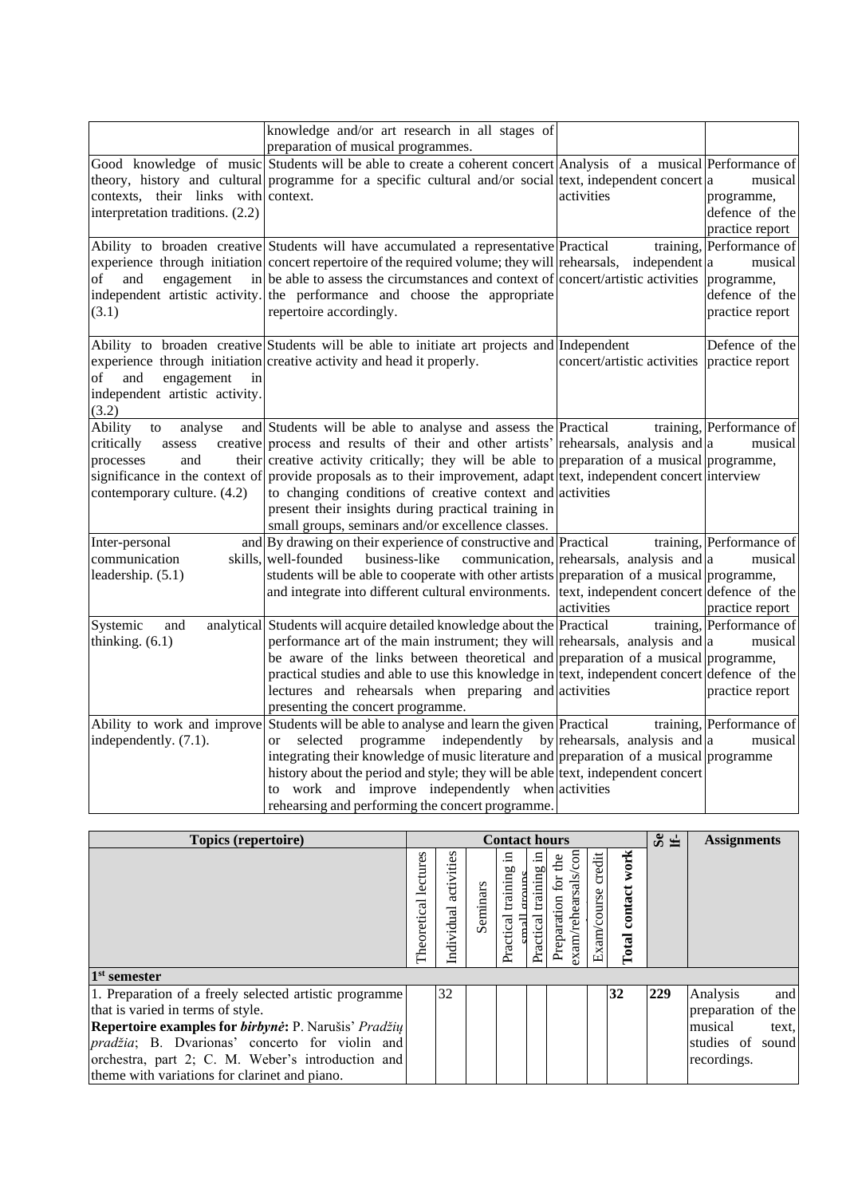| | | | |
|---|---|---|---|
| | knowledge and/or art research in all stages of preparation of musical programmes. | | |
| Good knowledge of music theory, history and cultural contexts, their links with interpretation traditions. (2.2) | Students will be able to create a coherent concert programme for a specific cultural and/or social context. | Analysis of a musical text, independent concert activities | Performance of a musical programme, defence of the practice report |
| Ability to broaden creative experience through initiation of and engagement in independent artistic activity. (3.1) | Students will have accumulated a representative concert repertoire of the required volume; they will be able to assess the circumstances and context of the performance and choose the appropriate repertoire accordingly. | Practical training, rehearsals, independent concert/artistic activities | Performance of a musical programme, defence of the practice report |
| Ability to broaden creative experience through initiation of and engagement in independent artistic activity. (3.2) | Students will be able to initiate art projects and creative activity and head it properly. | Independent concert/artistic activities | Defence of the practice report |
| Ability to analyse and critically assess creative processes and their significance in the context of contemporary culture. (4.2) | Students will be able to analyse and assess the process and results of their and other artists' creative activity critically; they will be able to provide proposals as to their improvement, adapt to changing conditions of creative context and present their insights during practical training in small groups, seminars and/or excellence classes. | Practical training, rehearsals, analysis and preparation of a musical text, independent concert activities | Performance of a musical programme, interview |
| Inter-personal communication skills, leadership. (5.1) | By drawing on their experience of constructive and well-founded business-like communication, students will be able to cooperate with other artists and integrate into different cultural environments. | Practical training, rehearsals, analysis and preparation of a musical text, independent concert activities | Performance of a musical programme, defence of the practice report |
| Systemic and analytical thinking. (6.1) | Students will acquire detailed knowledge about the performance art of the main instrument; they will be aware of the links between theoretical and practical studies and able to use this knowledge in lectures and rehearsals when preparing and presenting the concert programme. | Practical training, rehearsals, analysis and preparation of a musical text, independent concert activities | Performance of a musical programme, defence of the practice report |
| Ability to work and improve independently. (7.1). | Students will be able to analyse and learn the given or selected programme independently by integrating their knowledge of music literature and history about the period and style; they will be able to work and improve independently when rehearsing and performing the concert programme. | Practical training, rehearsals, analysis and preparation of a musical text, independent concert activities | Performance of a musical programme |

| Topics (repertoire) | Contact hours | | | | | | | | Self- | Assignments |
|---|---|---|---|---|---|---|---|---|---|---|
| | Theoretical lectures | Individual activities | Seminars | Practical training in small groups | Practical training in | Preparation for the exam/rehearsals/con | Exam/course credit | **Total contact work** | | |
| **1st semester** | | | | | | | | | | |
| 1. Preparation of a freely selected artistic programme that is varied in terms of style. **Repertoire examples for *birbynė*:** P. Narušis' *Pradžių pradžia*; B. Dvarionas' concerto for violin and orchestra, part 2; C. M. Weber's introduction and theme with variations for clarinet and piano. | | 32 | | | | | | **32** | **229** | Analysis and preparation of the musical text, studies of sound recordings. |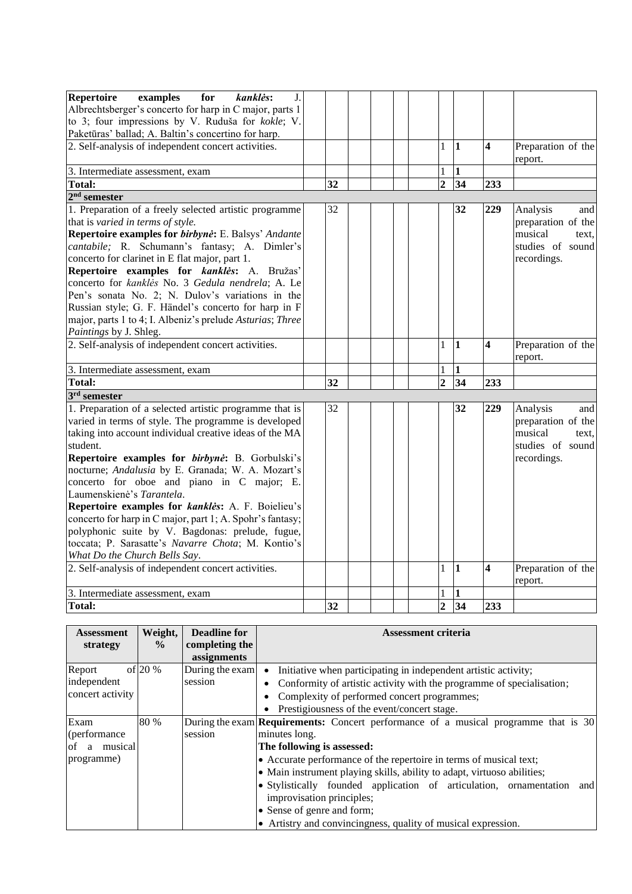| | | | | | | | | | | |
|---|---|---|---|---|---|---|---|---|---|---|
| **Repertoire examples for *kanklės*:** J. Albrechtsberger's concerto for harp in C major, parts 1 to 3; four impressions by V. Ruduša for *kokle*; V. Paketūras' ballad; A. Baltin's concertino for harp. | | | | | | | | | | |
| 2. Self-analysis of independent concert activities. | | | | | | | 1 | **1** | **4** | Preparation of the report. |
| 3. Intermediate assessment, exam | | | | | | | 1 | **1** | | |
| **Total:** | | **32** | | | | | **2** | **34** | **233** | |
| **2[nd] semester** | | | | | | | | | | |
| 1. Preparation of a freely selected artistic programme that is *varied in terms of style.* **Repertoire examples for *birbynė*:** E. Balsys' *Andante cantabile;* R. Schumann's fantasy; A. Dimler's concerto for clarinet in E flat major, part 1. **Repertoire examples for *kanklės*:** A. Bružas' concerto for *kanklės* No. 3 *Gedula nendrela*; A. Le Pen's sonata No. 2; N. Dulov's variations in the Russian style; G. F. Händel's concerto for harp in F major, parts 1 to 4; I. Albeniz's prelude *Asturias*; *Three Paintings* by J. Shleg. | | 32 | | | | | | **32** | **229** | Analysis and preparation of the musical text, studies of sound recordings. |
| 2. Self-analysis of independent concert activities. | | | | | | | 1 | **1** | **4** | Preparation of the report. |
| 3. Intermediate assessment, exam | | | | | | | 1 | **1** | | |
| **Total:** | | **32** | | | | | **2** | **34** | **233** | |
| **3[rd] semester** | | | | | | | | | | |
| 1. Preparation of a selected artistic programme that is varied in terms of style. The programme is developed taking into account individual creative ideas of the MA student. **Repertoire examples for *birbynė*:** B. Gorbulski's nocturne; *Andalusia* by E. Granada; W. A. Mozart's concerto for oboe and piano in C major; E. Laumenskienė's *Tarantela*. **Repertoire examples for *kanklės*:** A. F. Boielieu's concerto for harp in C major, part 1; A. Spohr's fantasy; polyphonic suite by V. Bagdonas: prelude, fugue, toccata; P. Sarasatte's *Navarre Chota*; M. Kontio's *What Do the Church Bells Say*. | | 32 | | | | | | **32** | **229** | Analysis and preparation of the musical text, studies of sound recordings. |
| 2. Self-analysis of independent concert activities. | | | | | | | 1 | **1** | **4** | Preparation of the report. |
| 3. Intermediate assessment, exam | | | | | | | 1 | **1** | | |
| **Total:** | | **32** | | | | | **2** | **34** | **233** | |

| **Assessment strategy** | **Weight, %** | **Deadline for completing the assignments** | **Assessment criteria** |
|---|---|---|---|
| Report of independent concert activity | 20 % | During the exam session | • Initiative when participating in independent artistic activity;<br>• Conformity of artistic activity with the programme of specialisation;<br>• Complexity of performed concert programmes;<br>• Prestigiousness of the event/concert stage. |
| Exam (performance of a musical programme) | 80 % | During the exam session | **Requirements:** Concert performance of a musical programme that is 30 minutes long.<br>**The following is assessed:**<br>• Accurate performance of the repertoire in terms of musical text;<br>• Main instrument playing skills, ability to adapt, virtuoso abilities;<br>• Stylistically founded application of articulation, ornamentation and improvisation principles;<br>• Sense of genre and form;<br>• Artistry and convincingness, quality of musical expression. |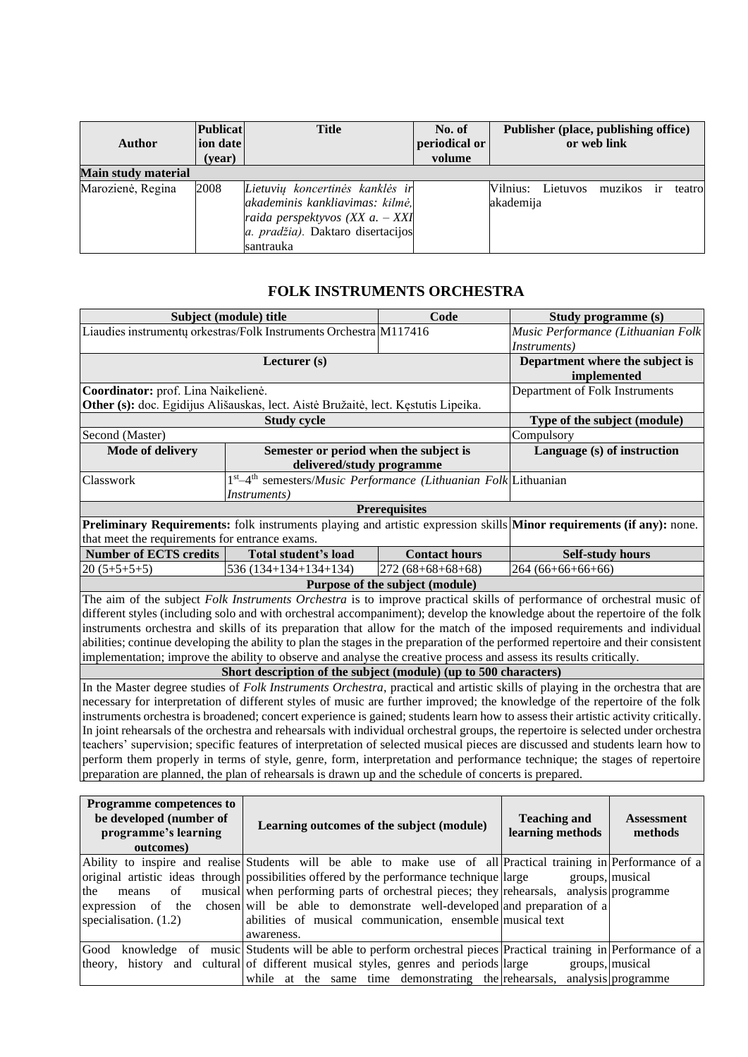| Author | Publication date (year) | Title | No. of periodical or volume | Publisher (place, publishing office) or web link |
|---|---|---|---|---|
| **Main study material** | | | | |
| Marozienė, Regina | 2008 | *Lietuvių koncertinės kanklės ir akademinis kankliavimas: kilmė, raida perspektyvos (XX a. – XXI a. pradžia).* Daktaro disertacijos santrauka | | Vilnius: Lietuvos muzikos ir teatro akademija |

## FOLK INSTRUMENTS ORCHESTRA

| Subject (module) title | | Code | Study programme (s) |
|---|---|---|---|
| Liaudies instrumentų orkestras/Folk Instruments Orchestra | | M117416 | *Music Performance (Lithuanian Folk Instruments)* |
| **Lecturer (s)** | | | **Department where the subject is implemented** |
| **Coordinator:** prof. Lina Naikelienė.<br>**Other (s):** doc. Egidijus Ališauskas, lect. Aistė Bružaitė, lect. Kęstutis Lipeika. | | | Department of Folk Instruments |
| **Study cycle** | | | **Type of the subject (module)** |
| Second (Master) | | | Compulsory |
| **Mode of delivery** | **Semester or period when the subject is delivered/study programme** | | **Language (s) of instruction** |
| Classwork | 1st–4th semesters/*Music Performance (Lithuanian Folk Instruments)* | | Lithuanian |
| **Prerequisites** | | | |
| **Preliminary Requirements:** folk instruments playing and artistic expression skills that meet the requirements for entrance exams. | | | **Minor requirements (if any):** none. |
| **Number of ECTS credits** | **Total student's load** | **Contact hours** | **Self-study hours** |
| 20 (5+5+5+5) | 536 (134+134+134+134) | 272 (68+68+68+68) | 264 (66+66+66+66) |
| **Purpose of the subject (module)** | | | |
| The aim of the subject *Folk Instruments Orchestra* is to improve practical skills of performance of orchestral music of different styles (including solo and with orchestral accompaniment); develop the knowledge about the repertoire of the folk instruments orchestra and skills of its preparation that allow for the match of the imposed requirements and individual abilities; continue developing the ability to plan the stages in the preparation of the performed repertoire and their consistent implementation; improve the ability to observe and analyse the creative process and assess its results critically. | | | |
| **Short description of the subject (module) (up to 500 characters)** | | | |
| In the Master degree studies of *Folk Instruments Orchestra*, practical and artistic skills of playing in the orchestra that are necessary for interpretation of different styles of music are further improved; the knowledge of the repertoire of the folk instruments orchestra is broadened; concert experience is gained; students learn how to assess their artistic activity critically. In joint rehearsals of the orchestra and rehearsals with individual orchestral groups, the repertoire is selected under orchestra teachers' supervision; specific features of interpretation of selected musical pieces are discussed and students learn how to perform them properly in terms of style, genre, form, interpretation and performance technique; the stages of repertoire preparation are planned, the plan of rehearsals is drawn up and the schedule of concerts is prepared. | | | |

| Programme competences to be developed (number of programme's learning outcomes) | Learning outcomes of the subject (module) | Teaching and learning methods | Assessment methods |
|---|---|---|---|
| Ability to inspire and realise original artistic ideas through the means of musical expression of the chosen specialisation. (1.2) | Students will be able to make use of all possibilities offered by the performance technique when performing parts of orchestral pieces; they will be able to demonstrate well-developed abilities of musical communication, ensemble awareness. | Practical training in large groups, rehearsals, analysis and preparation of a musical text | Performance of a musical programme |
| Good knowledge of music theory, history and cultural | Students will be able to perform orchestral pieces of different musical styles, genres and periods while at the same time demonstrating the | Practical training in large groups, rehearsals, analysis | Performance of a musical programme |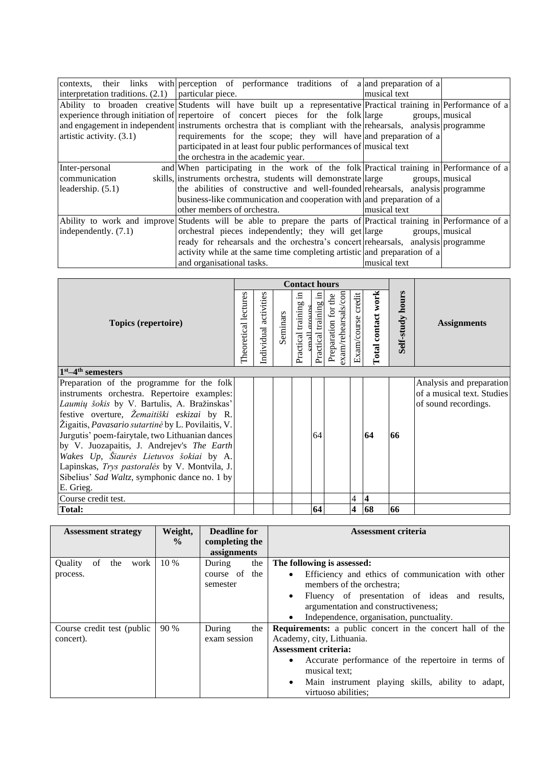| | | | |
|---|---|---|---|
| contexts, their links with interpretation traditions. (2.1) | perception of performance traditions of a particular piece. | and preparation of a musical text | |
| Ability to broaden creative experience through initiation of and engagement in independent artistic activity. (3.1) | Students will have built up a representative repertoire of concert pieces for the folk instruments orchestra that is compliant with the requirements for the scope; they will have participated in at least four public performances of the orchestra in the academic year. | Practical training in large groups, rehearsals, analysis and preparation of a musical text | Performance of a musical programme |
| Inter-personal and communication skills, leadership. (5.1) | When participating in the work of the folk instruments orchestra, students will demonstrate the abilities of constructive and well-founded business-like communication and cooperation with other members of orchestra. | Practical training in large groups, rehearsals, analysis and preparation of a musical text | Performance of a musical programme |
| Ability to work and improve independently. (7.1) | Students will be able to prepare the parts of orchestral pieces independently; they will get ready for rehearsals and the orchestra's concert activity while at the same time completing artistic and organisational tasks. | Practical training in large groups, rehearsals, analysis and preparation of a musical text | Performance of a musical programme |

| Topics (repertoire) | Contact hours | | | | | | | | Self-study hours | Assignments |
|---|---|---|---|---|---|---|---|---|---|---|
| | Theoretical lectures | Individual activities | Seminars | Practical training in small groups | Practical training in large groups | Preparation for the exam/rehearsals/concerts | Exam/course credit | Total contact work | | |
| **1st–4th semesters** | | | | | | | | | | |
| Preparation of the programme for the folk instruments orchestra. Repertoire examples: *Laumių šokis* by V. Bartulis, A. Bražinskas' festive overture, *Žemaitiški eskizai* by R. Žigaitis, *Pavasario sutartinė* by L. Povilaitis, V. Jurgutis' poem-fairytale, two Lithuanian dances by V. Juozapaitis, J. Andrejev's *The Earth Wakes Up*, *Šiaurės Lietuvos šokiai* by A. Lapinskas, *Trys pastoralės* by V. Montvila, J. Sibelius' *Sad Waltz*, symphonic dance no. 1 by E. Grieg. | | | | | 64 | | | **64** | **66** | Analysis and preparation of a musical text. Studies of sound recordings. |
| Course credit test. | | | | | | | 4 | **4** | | |
| **Total:** | | | | | **64** | | **4** | **68** | **66** | |

| Assessment strategy | Weight, % | Deadline for completing the assignments | Assessment criteria |
|---|---|---|---|
| Quality of the work process. | 10 % | During the course of the semester | **The following is assessed:**<br>• Efficiency and ethics of communication with other members of the orchestra;<br>• Fluency of presentation of ideas and results, argumentation and constructiveness;<br>• Independence, organisation, punctuality. |
| Course credit test (public concert). | 90 % | During the exam session | **Requirements:** a public concert in the concert hall of the Academy, city, Lithuania.<br>**Assessment criteria:**<br>• Accurate performance of the repertoire in terms of musical text;<br>• Main instrument playing skills, ability to adapt, virtuoso abilities; |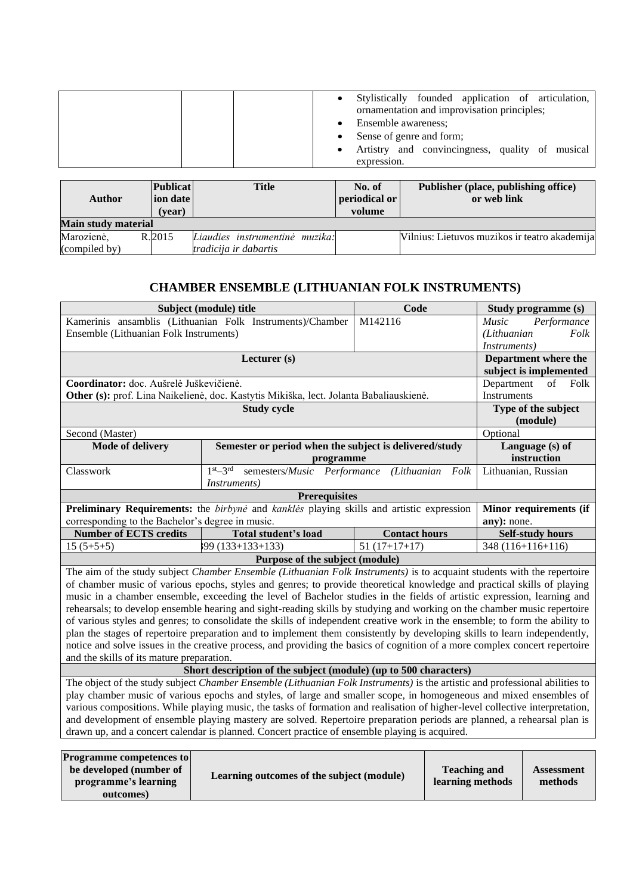| | | | |
|---|---|---|---|
| | | | • Stylistically founded application of articulation, ornamentation and improvisation principles;<br>• Ensemble awareness;<br>• Sense of genre and form;<br>• Artistry and convincingness, quality of musical expression. |

| Author | Publication date (year) | Title | No. of periodical or volume | Publisher (place, publishing office) or web link |
|---|---|---|---|---|
| **Main study material** | | | | |
| Marozienė, R. (compiled by) | 2015 | *Liaudies instrumentinė muzika: tradicija ir dabartis* | | Vilnius: Lietuvos muzikos ir teatro akademija |

## CHAMBER ENSEMBLE (LITHUANIAN FOLK INSTRUMENTS)

| Subject (module) title | | Code | Study programme (s) |
|---|---|---|---|
| Kamerinis ansamblis (Lithuanian Folk Instruments)/Chamber Ensemble (Lithuanian Folk Instruments) | | M142116 | *Music Performance (Lithuanian Folk Instruments)* |
| **Lecturer (s)** | | | **Department where the subject is implemented** |
| **Coordinator:** doc. Aušrelė Juškevičienė.<br>**Other (s):** prof. Lina Naikelienė, doc. Kastytis Mikiška, lect. Jolanta Babaliauskienė. | | | Department of Folk Instruments |
| **Study cycle** | | | **Type of the subject (module)** |
| Second (Master) | | | Optional |
| **Mode of delivery** | **Semester or period when the subject is delivered/study programme** | | **Language (s) of instruction** |
| Classwork | 1st–3rd semesters/*Music Performance (Lithuanian Folk Instruments)* | | Lithuanian, Russian |
| **Prerequisites** | | | |
| **Preliminary Requirements:** the *birbynė* and *kanklės* playing skills and artistic expression corresponding to the Bachelor's degree in music. | | | **Minor requirements (if any):** none. |
| **Number of ECTS credits** | **Total student's load** | **Contact hours** | **Self-study hours** |
| 15 (5+5+5) | 399 (133+133+133) | 51 (17+17+17) | 348 (116+116+116) |

**Purpose of the subject (module)**

The aim of the study subject *Chamber Ensemble (Lithuanian Folk Instruments)* is to acquaint students with the repertoire of chamber music of various epochs, styles and genres; to provide theoretical knowledge and practical skills of playing music in a chamber ensemble, exceeding the level of Bachelor studies in the fields of artistic expression, learning and rehearsals; to develop ensemble hearing and sight-reading skills by studying and working on the chamber music repertoire of various styles and genres; to consolidate the skills of independent creative work in the ensemble; to form the ability to plan the stages of repertoire preparation and to implement them consistently by developing skills to learn independently, notice and solve issues in the creative process, and providing the basics of cognition of a more complex concert repertoire and the skills of its mature preparation.

**Short description of the subject (module) (up to 500 characters)**

The object of the study subject *Chamber Ensemble (Lithuanian Folk Instruments)* is the artistic and professional abilities to play chamber music of various epochs and styles, of large and smaller scope, in homogeneous and mixed ensembles of various compositions. While playing music, the tasks of formation and realisation of higher-level collective interpretation, and development of ensemble playing mastery are solved. Repertoire preparation periods are planned, a rehearsal plan is drawn up, and a concert calendar is planned. Concert practice of ensemble playing is acquired.

| Programme competences to be developed (number of programme's learning outcomes) | Learning outcomes of the subject (module) | Teaching and learning methods | Assessment methods |
|---|---|---|---|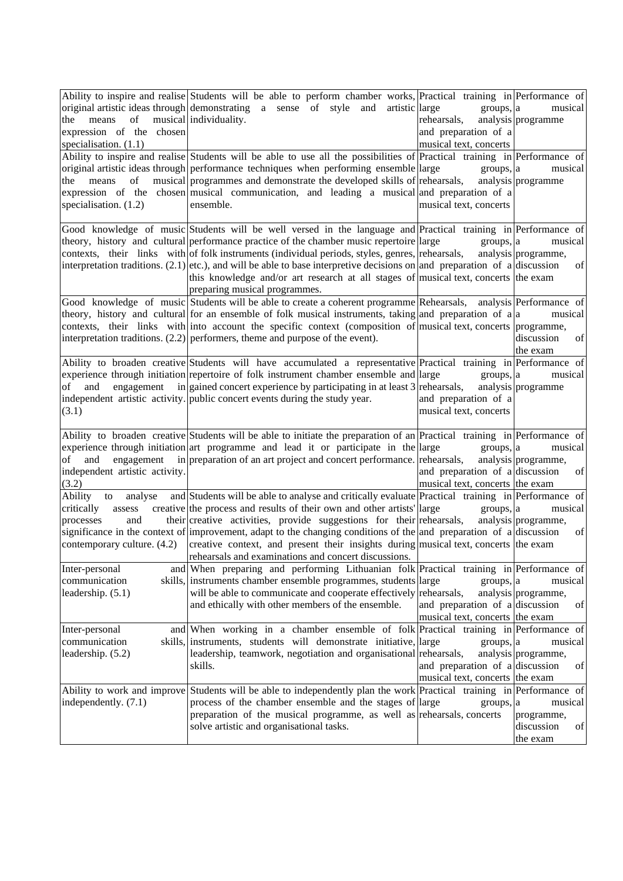| | | | |
|---|---|---|---|
| Ability to inspire and realise original artistic ideas through the means of musical expression of the chosen specialisation. (1.1) | Students will be able to perform chamber works, demonstrating a sense of style and artistic individuality. | Practical training in large groups, rehearsals, analysis and preparation of a musical text, concerts | Performance of a musical programme |
| Ability to inspire and realise original artistic ideas through the means of musical expression of the chosen specialisation. (1.2) | Students will be able to use all the possibilities of performance techniques when performing ensemble programmes and demonstrate the developed skills of musical communication, and leading a musical ensemble. | Practical training in large groups, rehearsals, analysis and preparation of a musical text, concerts | Performance of a musical programme |
| Good knowledge of music theory, history and cultural contexts, their links with interpretation traditions. (2.1) | Students will be well versed in the language and performance practice of the chamber music repertoire of folk instruments (individual periods, styles, genres, etc.), and will be able to base interpretive decisions on this knowledge and/or art research at all stages of preparing musical programmes. | Practical training in large groups, rehearsals, analysis and preparation of a musical text, concerts | Performance of a musical programme, discussion of the exam |
| Good knowledge of music theory, history and cultural contexts, their links with interpretation traditions. (2.2) | Students will be able to create a coherent programme for an ensemble of folk musical instruments, taking into account the specific context (composition of performers, theme and purpose of the event). | Rehearsals, analysis and preparation of a musical text, concerts | Performance of a musical programme, discussion of the exam |
| Ability to broaden creative experience through initiation of and engagement in independent artistic activity. (3.1) | Students will have accumulated a representative repertoire of folk instrument chamber ensemble and gained concert experience by participating in at least 3 public concert events during the study year. | Practical training in large groups, rehearsals, analysis and preparation of a musical text, concerts | Performance of a musical programme |
| Ability to broaden creative experience through initiation of and engagement in independent artistic activity. (3.2) | Students will be able to initiate the preparation of an art programme and lead it or participate in the preparation of an art project and concert performance. | Practical training in large groups, rehearsals, analysis and preparation of a musical text, concerts | Performance of a musical programme, discussion of the exam |
| Ability to analyse and critically assess creative processes and their significance in the context of contemporary culture. (4.2) | Students will be able to analyse and critically evaluate the process and results of their own and other artists' creative activities, provide suggestions for their improvement, adapt to the changing conditions of the creative context, and present their insights during rehearsals and examinations and concert discussions. | Practical training in large groups, rehearsals, analysis and preparation of a musical text, concerts | Performance of a musical programme, discussion of the exam |
| Inter-personal and communication skills, leadership. (5.1) | When preparing and performing Lithuanian folk instruments chamber ensemble programmes, students will be able to communicate and cooperate effectively and ethically with other members of the ensemble. | Practical training in large groups, rehearsals, analysis and preparation of a musical text, concerts | Performance of a musical programme, discussion of the exam |
| Inter-personal and communication skills, leadership. (5.2) | When working in a chamber ensemble of folk instruments, students will demonstrate initiative, leadership, teamwork, negotiation and organisational skills. | Practical training in large groups, rehearsals, analysis and preparation of a musical text, concerts | Performance of a musical programme, discussion of the exam |
| Ability to work and improve independently. (7.1) | Students will be able to independently plan the work process of the chamber ensemble and the stages of preparation of the musical programme, as well as solve artistic and organisational tasks. | Practical training in large groups, rehearsals, concerts | Performance of a musical programme, discussion of the exam |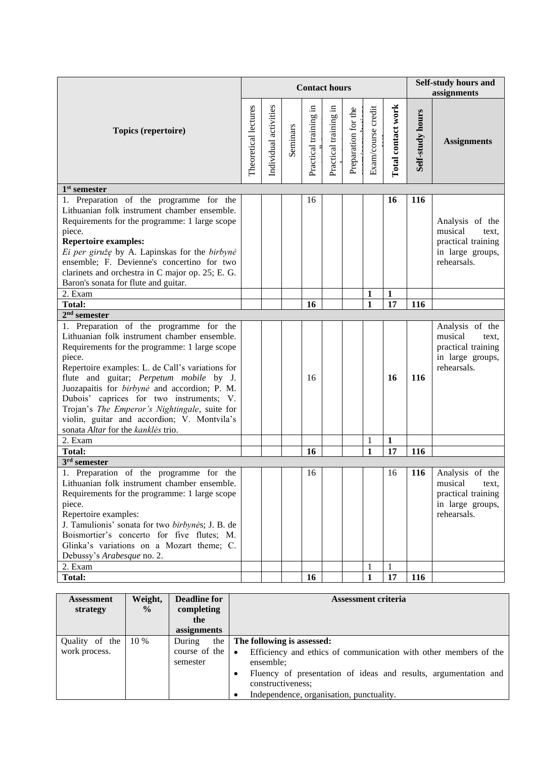| Topics (repertoire) | Contact hours | | | | | | | | Self-study hours and assignments | |
|---|---|---|---|---|---|---|---|---|---|---|
| | Theoretical lectures | Individual activities | Seminars | Practical training in ... | Practical training in ... | Preparation for the ... | Exam/course credit ... | **Total contact work** | **Self-study hours** | **Assignments** |
| **1[st] semester** | | | | | | | | | | |
| 1. Preparation of the programme for the Lithuanian folk instrument chamber ensemble. Requirements for the programme: 1 large scope piece. **Repertoire examples:** *Ei per girużę* by A. Lapinskas for the *birbynė* ensemble; F. Devienne's concertino for two clarinets and orchestra in C major op. 25; E. G. Baron's sonata for flute and guitar. | | | | 16 | | | | **16** | **116** | Analysis of the musical text, practical training in large groups, rehearsals. |
| 2. Exam | | | | | | | **1** | **1** | | |
| **Total:** | | | | **16** | | | **1** | **17** | **116** | |
| **2[nd] semester** | | | | | | | | | | |
| 1. Preparation of the programme for the Lithuanian folk instrument chamber ensemble. Requirements for the programme: 1 large scope piece. Repertoire examples: L. de Call's variations for flute and guitar; *Perpetum mobile* by J. Juozapaitis for *birbynė* and accordion; P. M. Dubois' caprices for two instruments; V. Trojan's *The Emperor's Nightingale*, suite for violin, guitar and accordion; V. Montvila's sonata *Altar* for the *kanklės* trio. | | | | 16 | | | | **16** | **116** | Analysis of the musical text, practical training in large groups, rehearsals. |
| 2. Exam | | | | | | | 1 | **1** | | |
| **Total:** | | | | **16** | | | **1** | **17** | **116** | |
| **3[rd] semester** | | | | | | | | | | |
| 1. Preparation of the programme for the Lithuanian folk instrument chamber ensemble. Requirements for the programme: 1 large scope piece. Repertoire examples: J. Tamulionis' sonata for two *birbynės*; J. B. de Boismortier's concerto for five flutes; M. Glinka's variations on a Mozart theme; C. Debussy's *Arabesque* no. 2. | | | | 16 | | | | 16 | **116** | Analysis of the musical text, practical training in large groups, rehearsals. |
| 2. Exam | | | | | | | 1 | 1 | | |
| **Total:** | | | | **16** | | | **1** | **17** | **116** | |

| Assessment strategy | Weight, % | Deadline for completing the assignments | Assessment criteria |
|---|---|---|---|
| Quality of the work process. | 10 % | During the course of the semester | **The following is assessed:** • Efficiency and ethics of communication with other members of the ensemble; • Fluency of presentation of ideas and results, argumentation and constructiveness; • Independence, organisation, punctuality. |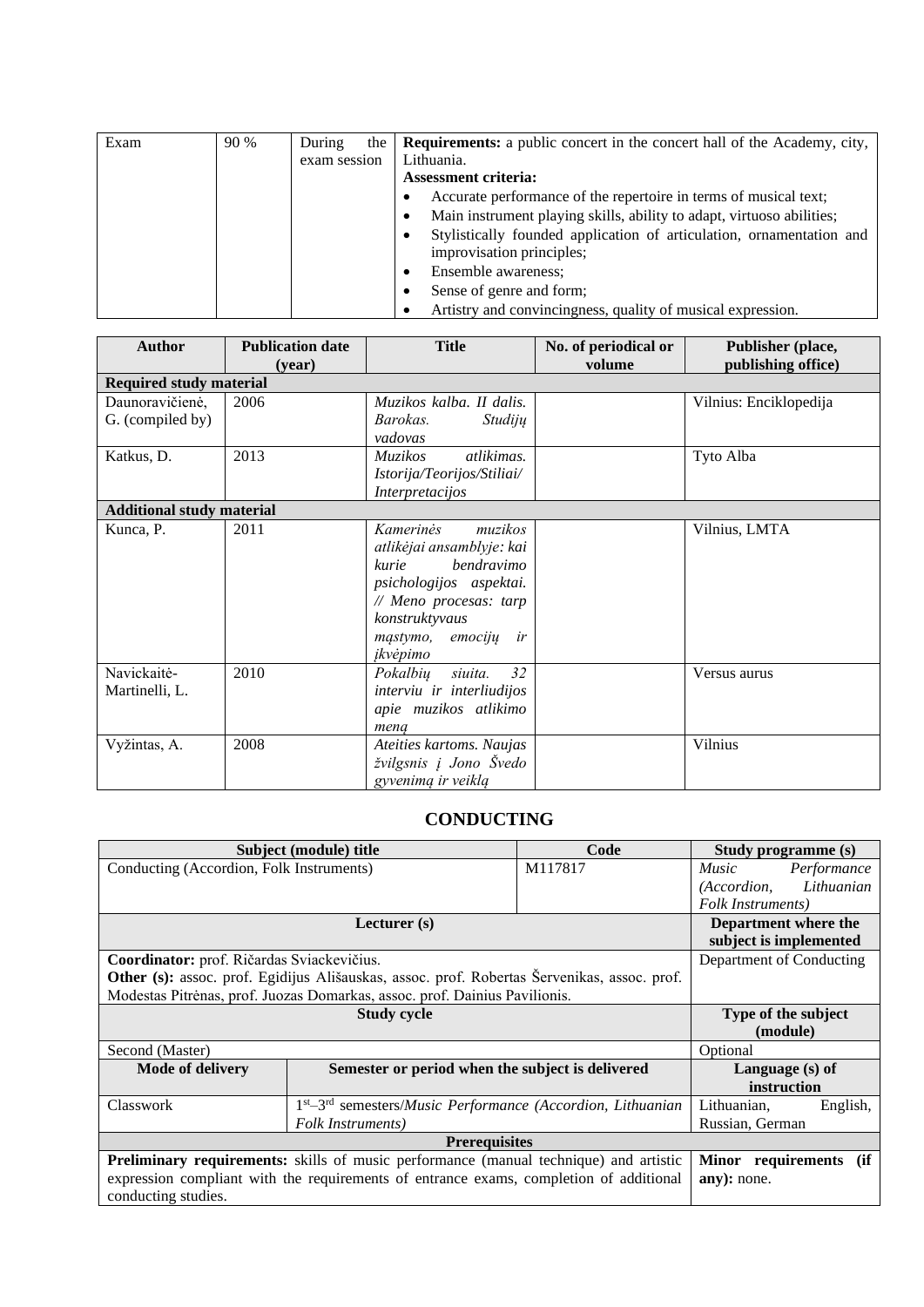| Exam | 90 % | During the exam session | **Requirements:** a public concert in the concert hall of the Academy, city, Lithuania. **Assessment criteria:** • Accurate performance of the repertoire in terms of musical text; • Main instrument playing skills, ability to adapt, virtuoso abilities; • Stylistically founded application of articulation, ornamentation and improvisation principles; • Ensemble awareness; • Sense of genre and form; • Artistry and convincingness, quality of musical expression. |
|---|---|---|---|

| Author | Publication date (year) | Title | No. of periodical or volume | Publisher (place, publishing office) |
|---|---|---|---|---|
| **Required study material** | | | | |
| Daunoravičienė, G. (compiled by) | 2006 | *Muzikos kalba. II dalis. Barokas. Studijų vadovas* | | Vilnius: Enciklopedija |
| Katkus, D. | 2013 | *Muzikos atlikimas. Istorija/Teorijos/Stiliai/ Interpretacijos* | | Tyto Alba |
| **Additional study material** | | | | |
| Kunca, P. | 2011 | *Kamerinės muzikos atlikėjai ansamblyje: kai kurie bendravimo psichologijos aspektai. // Meno procesas: tarp konstruktyvaus mąstymo, emocijų ir įkvėpimo* | | Vilnius, LMTA |
| Navickaitė-Martinelli, L. | 2010 | *Pokalbių siuita. 32 interviu ir interliudijos apie muzikos atlikimo meną* | | Versus aurus |
| Vyžintas, A. | 2008 | *Ateities kartoms. Naujas žvilgsnis į Jono Švedo gyvenimą ir veiklą* | | Vilnius |

## CONDUCTING

| Subject (module) title | | Code | Study programme (s) |
|---|---|---|---|
| Conducting (Accordion, Folk Instruments) | | M117817 | *Music Performance (Accordion, Lithuanian Folk Instruments)* |
| **Lecturer (s)** | | | **Department where the subject is implemented** |
| **Coordinator:** prof. Ričardas Sviackevičius. **Other (s):** assoc. prof. Egidijus Ališauskas, assoc. prof. Robertas Šervenikas, assoc. prof. Modestas Pitrėnas, prof. Juozas Domarkas, assoc. prof. Dainius Pavilionis. | | | Department of Conducting |
| **Study cycle** | | | **Type of the subject (module)** |
| Second (Master) | | | Optional |
| **Mode of delivery** | **Semester or period when the subject is delivered** | | **Language (s) of instruction** |
| Classwork | 1st–3rd semesters/*Music Performance (Accordion, Lithuanian Folk Instruments)* | | Lithuanian, English, Russian, German |
| **Prerequisites** | | | |
| **Preliminary requirements:** skills of music performance (manual technique) and artistic expression compliant with the requirements of entrance exams, completion of additional conducting studies. | | | **Minor requirements (if any):** none. |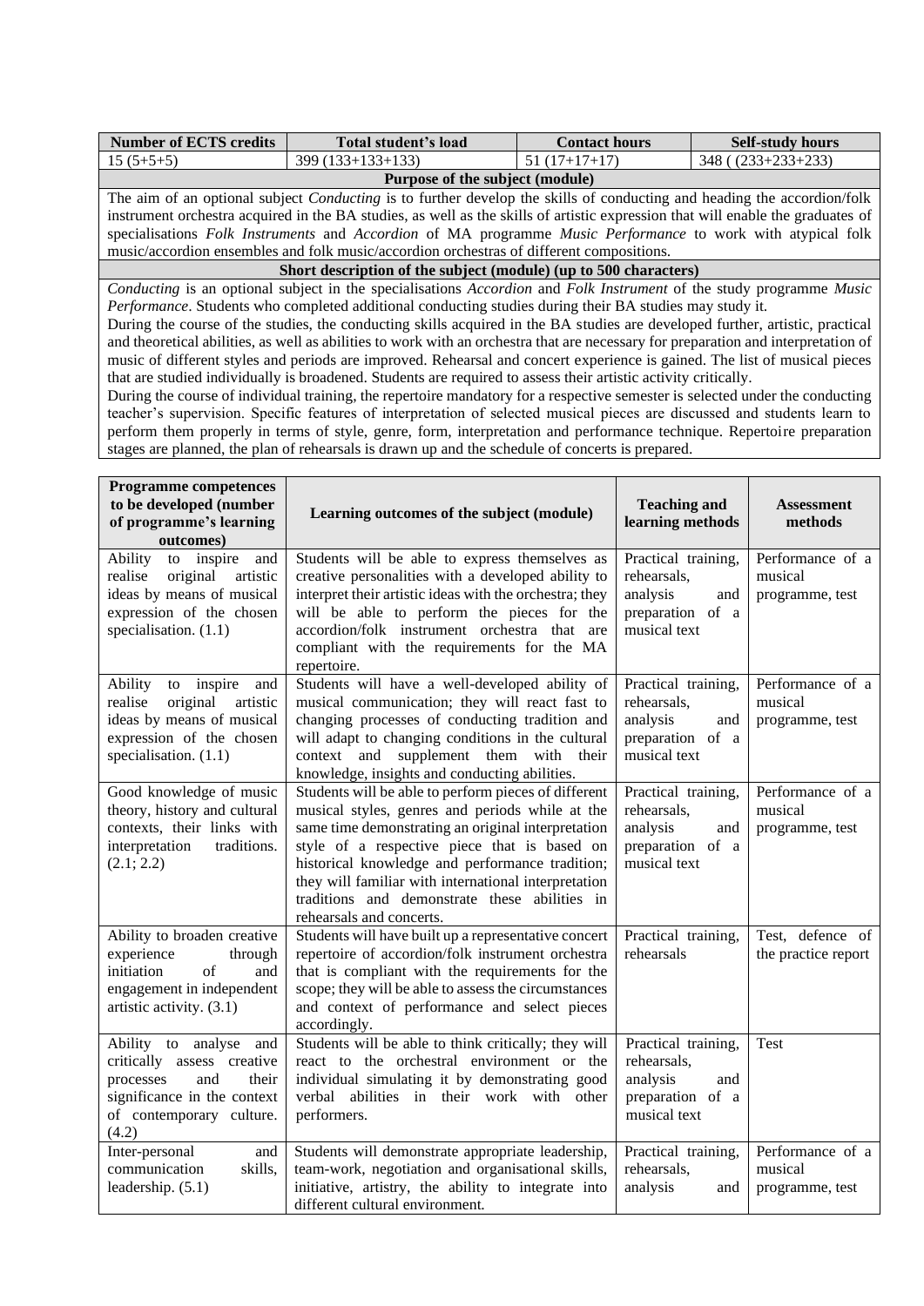| Number of ECTS credits | Total student's load | Contact hours | Self-study hours |
|---|---|---|---|
| 15 (5+5+5) | 399 (133+133+133) | 51 (17+17+17) | 348 ( (233+233+233) |

**Purpose of the subject (module)**

The aim of an optional subject *Conducting* is to further develop the skills of conducting and heading the accordion/folk instrument orchestra acquired in the BA studies, as well as the skills of artistic expression that will enable the graduates of specialisations *Folk Instruments* and *Accordion* of MA programme *Music Performance* to work with atypical folk music/accordion ensembles and folk music/accordion orchestras of different compositions.

**Short description of the subject (module) (up to 500 characters)**

*Conducting* is an optional subject in the specialisations *Accordion* and *Folk Instrument* of the study programme *Music Performance*. Students who completed additional conducting studies during their BA studies may study it.

During the course of the studies, the conducting skills acquired in the BA studies are developed further, artistic, practical and theoretical abilities, as well as abilities to work with an orchestra that are necessary for preparation and interpretation of music of different styles and periods are improved. Rehearsal and concert experience is gained. The list of musical pieces that are studied individually is broadened. Students are required to assess their artistic activity critically.

During the course of individual training, the repertoire mandatory for a respective semester is selected under the conducting teacher's supervision. Specific features of interpretation of selected musical pieces are discussed and students learn to perform them properly in terms of style, genre, form, interpretation and performance technique. Repertoire preparation stages are planned, the plan of rehearsals is drawn up and the schedule of concerts is prepared.

| Programme competences to be developed (number of programme's learning outcomes) | Learning outcomes of the subject (module) | Teaching and learning methods | Assessment methods |
|---|---|---|---|
| Ability to inspire and realise original artistic ideas by means of musical expression of the chosen specialisation. (1.1) | Students will be able to express themselves as creative personalities with a developed ability to interpret their artistic ideas with the orchestra; they will be able to perform the pieces for the accordion/folk instrument orchestra that are compliant with the requirements for the MA repertoire. | Practical training, rehearsals, analysis and preparation of a musical text | Performance of a musical programme, test |
| Ability to inspire and realise original artistic ideas by means of musical expression of the chosen specialisation. (1.1) | Students will have a well-developed ability of musical communication; they will react fast to changing processes of conducting tradition and will adapt to changing conditions in the cultural context and supplement them with their knowledge, insights and conducting abilities. | Practical training, rehearsals, analysis and preparation of a musical text | Performance of a musical programme, test |
| Good knowledge of music theory, history and cultural contexts, their links with interpretation traditions. (2.1; 2.2) | Students will be able to perform pieces of different musical styles, genres and periods while at the same time demonstrating an original interpretation style of a respective piece that is based on historical knowledge and performance tradition; they will familiar with international interpretation traditions and demonstrate these abilities in rehearsals and concerts. | Practical training, rehearsals, analysis and preparation of a musical text | Performance of a musical programme, test |
| Ability to broaden creative experience through initiation of and engagement in independent artistic activity. (3.1) | Students will have built up a representative concert repertoire of accordion/folk instrument orchestra that is compliant with the requirements for the scope; they will be able to assess the circumstances and context of performance and select pieces accordingly. | Practical training, rehearsals | Test, defence of the practice report |
| Ability to analyse and critically assess creative processes and their significance in the context of contemporary culture. (4.2) | Students will be able to think critically; they will react to the orchestral environment or the individual simulating it by demonstrating good verbal abilities in their work with other performers. | Practical training, rehearsals, analysis and preparation of a musical text | Test |
| Inter-personal and communication skills, leadership. (5.1) | Students will demonstrate appropriate leadership, team-work, negotiation and organisational skills, initiative, artistry, the ability to integrate into different cultural environment. | Practical training, rehearsals, analysis and | Performance of a musical programme, test |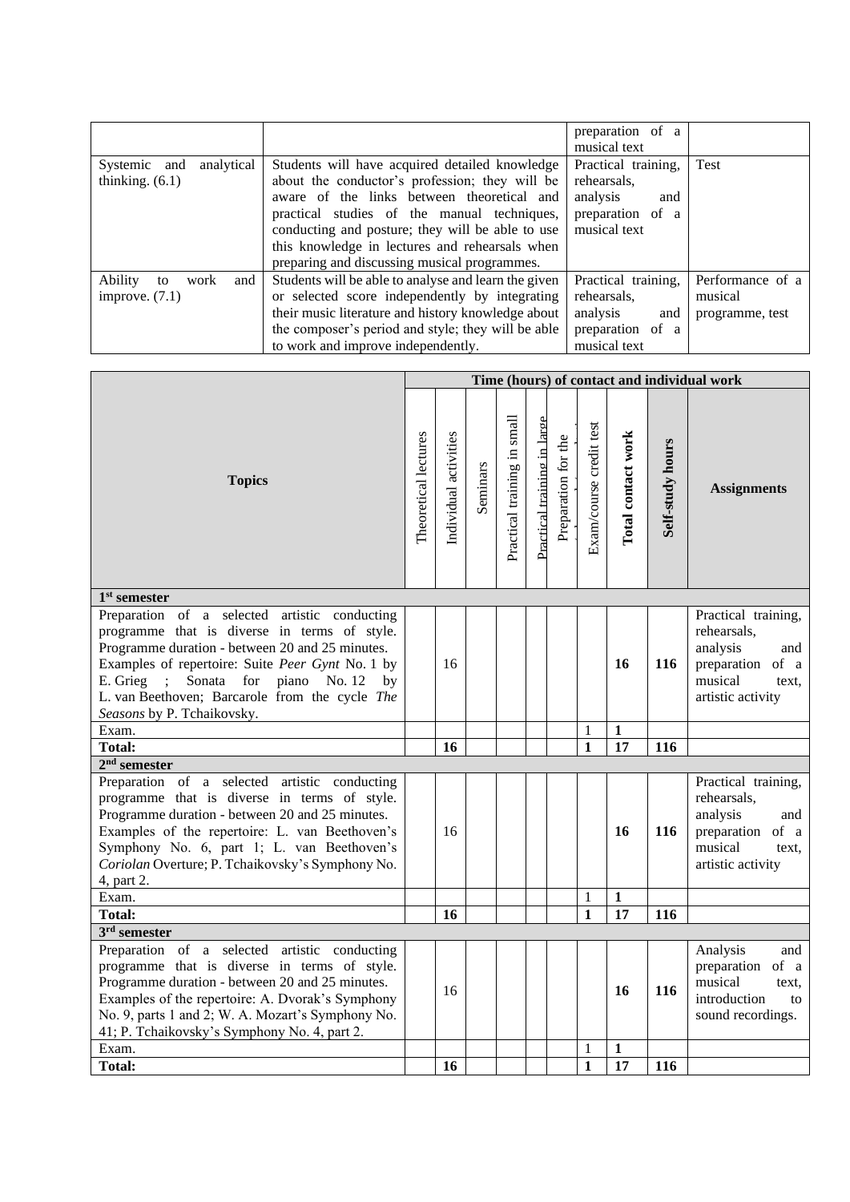| | | preparation of a musical text | |
|---|---|---|---|
| Systemic and analytical thinking. (6.1) | Students will have acquired detailed knowledge about the conductor's profession; they will be aware of the links between theoretical and practical studies of the manual techniques, conducting and posture; they will be able to use this knowledge in lectures and rehearsals when preparing and discussing musical programmes. | Practical training, rehearsals, analysis and preparation of a musical text | Test |
| Ability to work and improve. (7.1) | Students will be able to analyse and learn the given or selected score independently by integrating their music literature and history knowledge about the composer's period and style; they will be able to work and improve independently. | Practical training, rehearsals, analysis and preparation of a musical text | Performance of a musical programme, test |

| Topics | Time (hours) of contact and individual work | | | | | | | | | |
|---|---|---|---|---|---|---|---|---|---|---|
| | Theoretical lectures | Individual activities | Seminars | Practical training in small | Practical training in large | Preparation for the | Exam/course credit test | **Total contact work** | **Self-study hours** | **Assignments** |
| **1st semester** | | | | | | | | | | |
| Preparation of a selected artistic conducting programme that is diverse in terms of style. Programme duration - between 20 and 25 minutes. Examples of repertoire: Suite *Peer Gynt* No. 1 by E. Grieg ; Sonata for piano No. 12 by L. van Beethoven; Barcarole from the cycle *The Seasons* by P. Tchaikovsky. | | 16 | | | | | | **16** | **116** | Practical training, rehearsals, analysis and preparation of a musical text, artistic activity |
| Exam. | | | | | | | 1 | **1** | | |
| **Total:** | | **16** | | | | | **1** | **17** | **116** | |
| **2nd semester** | | | | | | | | | | |
| Preparation of a selected artistic conducting programme that is diverse in terms of style. Programme duration - between 20 and 25 minutes. Examples of the repertoire: L. van Beethoven's Symphony No. 6, part 1; L. van Beethoven's *Coriolan* Overture; P. Tchaikovsky's Symphony No. 4, part 2. | | 16 | | | | | | **16** | **116** | Practical training, rehearsals, analysis and preparation of a musical text, artistic activity |
| Exam. | | | | | | | 1 | **1** | | |
| **Total:** | | **16** | | | | | **1** | **17** | **116** | |
| **3rd semester** | | | | | | | | | | |
| Preparation of a selected artistic conducting programme that is diverse in terms of style. Programme duration - between 20 and 25 minutes. Examples of the repertoire: A. Dvorak's Symphony No. 9, parts 1 and 2; W. A. Mozart's Symphony No. 41; P. Tchaikovsky's Symphony No. 4, part 2. | | 16 | | | | | | **16** | **116** | Analysis and preparation of a musical text, introduction to sound recordings. |
| Exam. | | | | | | | 1 | **1** | | |
| **Total:** | | **16** | | | | | **1** | **17** | **116** | |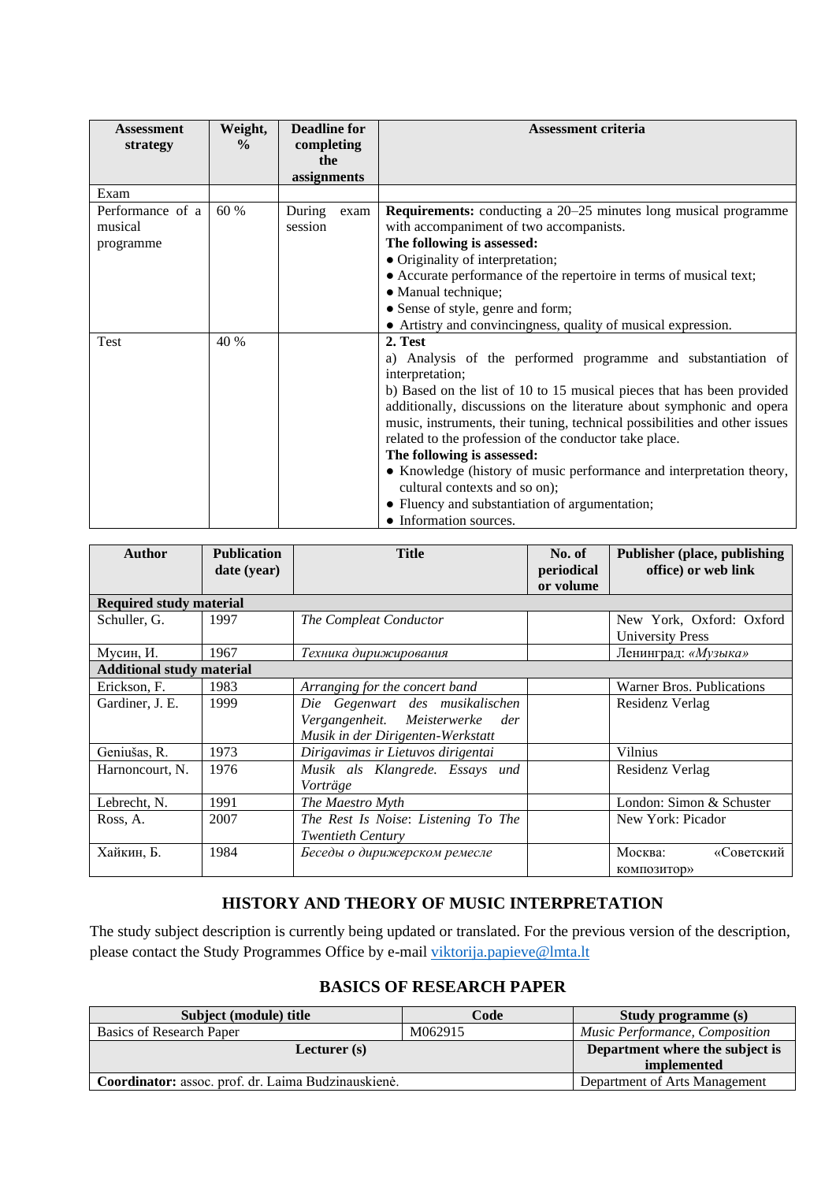| Assessment strategy | Weight, % | Deadline for completing the assignments | Assessment criteria |
|---|---|---|---|
| Exam | | | |
| Performance of a musical programme | 60 % | During exam session | **Requirements:** conducting a 20–25 minutes long musical programme with accompaniment of two accompanists.<br>**The following is assessed:**<br>● Originality of interpretation;<br>● Accurate performance of the repertoire in terms of musical text;<br>● Manual technique;<br>● Sense of style, genre and form;<br>● Artistry and convincingness, quality of musical expression. |
| Test | 40 % | | **2. Test**<br>a) Analysis of the performed programme and substantiation of interpretation;<br>b) Based on the list of 10 to 15 musical pieces that has been provided additionally, discussions on the literature about symphonic and opera music, instruments, their tuning, technical possibilities and other issues related to the profession of the conductor take place.<br>**The following is assessed:**<br>● Knowledge (history of music performance and interpretation theory, cultural contexts and so on);<br>● Fluency and substantiation of argumentation;<br>● Information sources. |

| Author | Publication date (year) | Title | No. of periodical or volume | Publisher (place, publishing office) or web link |
|---|---|---|---|---|
| **Required study material** | | | | |
| Schuller, G. | 1997 | *The Compleat Conductor* | | New York, Oxford: Oxford University Press |
| Мусин, И. | 1967 | *Техника дирижирования* | | Ленинград: *«Музыка»* |
| **Additional study material** | | | | |
| Erickson, F. | 1983 | *Arranging for the concert band* | | Warner Bros. Publications |
| Gardiner, J. E. | 1999 | *Die Gegenwart des musikalischen Vergangenheit. Meisterwerke der Musik in der Dirigenten-Werkstatt* | | Residenz Verlag |
| Geniušas, R. | 1973 | *Dirigavimas ir Lietuvos dirigentai* | | Vilnius |
| Harnoncourt, N. | 1976 | *Musik als Klangrede. Essays und Vorträge* | | Residenz Verlag |
| Lebrecht, N. | 1991 | *The Maestro Myth* | | London: Simon & Schuster |
| Ross, A. | 2007 | *The Rest Is Noise: Listening To The Twentieth Century* | | New York: Picador |
| Хайкин, Б. | 1984 | *Беседы о дирижерском ремесле* | | Москва: «Советский композитор» |

## HISTORY AND THEORY OF MUSIC INTERPRETATION

The study subject description is currently being updated or translated. For the previous version of the description, please contact the Study Programmes Office by e-mail viktorija.papieve@lmta.lt

## BASICS OF RESEARCH PAPER

| Subject (module) title | Code | Study programme (s) |
|---|---|---|
| Basics of Research Paper | M062915 | *Music Performance, Composition* |
| **Lecturer (s)** | | **Department where the subject is implemented** |
| **Coordinator:** assoc. prof. dr. Laima Budzinauskienė. | | Department of Arts Management |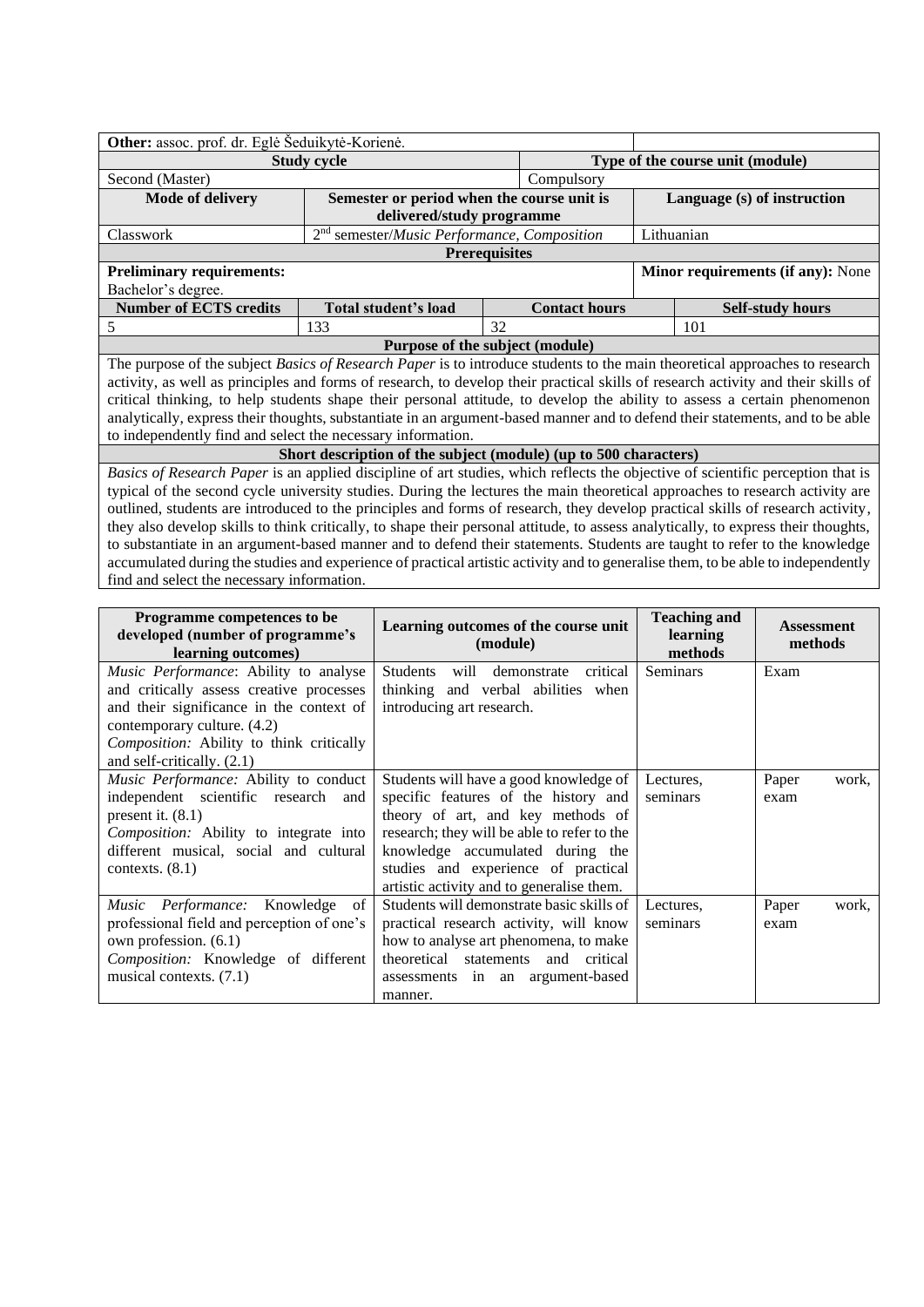| **Other:** assoc. prof. dr. Eglė Šeduikytė-Korienė. | | | | | |
|---|---|---|---|---|---|
| **Study cycle** | | | **Type of the course unit (module)** | | |
| Second (Master) | | | Compulsory | | |
| **Mode of delivery** | **Semester or period when the course unit is delivered/study programme** | | | **Language (s) of instruction** | |
| Classwork | 2nd semester/*Music Performance, Composition* | | | Lithuanian | |
| **Prerequisites** | | | | | |
| **Preliminary requirements:** Bachelor's degree. | | | | **Minor requirements (if any):** None | |
| **Number of ECTS credits** | **Total student's load** | **Contact hours** | | **Self-study hours** | |
| 5 | 133 | 32 | | 101 | |
| **Purpose of the subject (module)** | | | | | |
| The purpose of the subject *Basics of Research Paper* is to introduce students to the main theoretical approaches to research activity, as well as principles and forms of research, to develop their practical skills of research activity and their skills of critical thinking, to help students shape their personal attitude, to develop the ability to assess a certain phenomenon analytically, express their thoughts, substantiate in an argument-based manner and to defend their statements, and to be able to independently find and select the necessary information. | | | | | |
| **Short description of the subject (module) (up to 500 characters)** | | | | | |
| *Basics of Research Paper* is an applied discipline of art studies, which reflects the objective of scientific perception that is typical of the second cycle university studies. During the lectures the main theoretical approaches to research activity are outlined, students are introduced to the principles and forms of research, they develop practical skills of research activity, they also develop skills to think critically, to shape their personal attitude, to assess analytically, to express their thoughts, to substantiate in an argument-based manner and to defend their statements. Students are taught to refer to the knowledge accumulated during the studies and experience of practical artistic activity and to generalise them, to be able to independently find and select the necessary information. | | | | | |

| Programme competences to be developed (number of programme's learning outcomes) | Learning outcomes of the course unit (module) | Teaching and learning methods | Assessment methods |
|---|---|---|---|
| *Music Performance*: Ability to analyse and critically assess creative processes and their significance in the context of contemporary culture. (4.2)<br>*Composition:* Ability to think critically and self-critically. (2.1) | Students will demonstrate critical thinking and verbal abilities when introducing art research. | Seminars | Exam |
| *Music Performance:* Ability to conduct independent scientific research and present it. (8.1)<br>*Composition:* Ability to integrate into different musical, social and cultural contexts. (8.1) | Students will have a good knowledge of specific features of the history and theory of art, and key methods of research; they will be able to refer to the knowledge accumulated during the studies and experience of practical artistic activity and to generalise them. | Lectures, seminars | Paper work, exam |
| *Music Performance:* Knowledge of professional field and perception of one's own profession. (6.1)<br>*Composition:* Knowledge of different musical contexts. (7.1) | Students will demonstrate basic skills of practical research activity, will know how to analyse art phenomena, to make theoretical statements and critical assessments in an argument-based manner. | Lectures, seminars | Paper work, exam |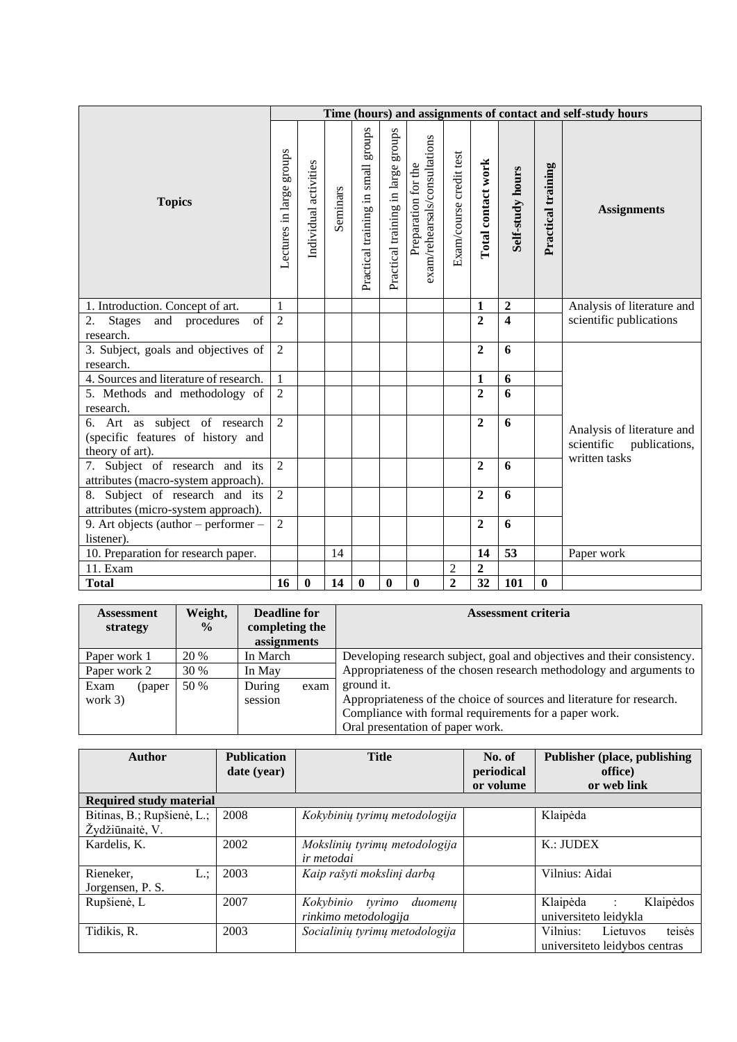| Topics | Time (hours) and assignments of contact and self-study hours | | | | | | | | | | |
|---|---|---|---|---|---|---|---|---|---|---|---|
| | Lectures in large groups | Individual activities | Seminars | Practical training in small groups | Practical training in large groups | Preparation for the exam/rehearsals/consultations | Exam/course credit test | **Total contact work** | **Self-study hours** | **Practical training** | **Assignments** |
| 1. Introduction. Concept of art. | 1 | | | | | | | **1** | **2** | | Analysis of literature and scientific publications |
| 2. Stages and procedures of research. | 2 | | | | | | | **2** | **4** | | |
| 3. Subject, goals and objectives of research. | 2 | | | | | | | **2** | **6** | | Analysis of literature and scientific publications, written tasks |
| 4. Sources and literature of research. | 1 | | | | | | | **1** | **6** | | |
| 5. Methods and methodology of research. | 2 | | | | | | | **2** | **6** | | |
| 6. Art as subject of research (specific features of history and theory of art). | 2 | | | | | | | **2** | **6** | | |
| 7. Subject of research and its attributes (macro-system approach). | 2 | | | | | | | **2** | **6** | | |
| 8. Subject of research and its attributes (micro-system approach). | 2 | | | | | | | **2** | **6** | | |
| 9. Art objects (author – performer – listener). | 2 | | | | | | | **2** | **6** | | |
| 10. Preparation for research paper. | | | 14 | | | | | **14** | **53** | | Paper work |
| 11. Exam | | | | | | | 2 | **2** | | | |
| **Total** | **16** | **0** | **14** | **0** | **0** | **0** | **2** | **32** | **101** | **0** | |

| Assessment strategy | Weight, % | Deadline for completing the assignments | Assessment criteria |
|---|---|---|---|
| Paper work 1 | 20 % | In March | Developing research subject, goal and objectives and their consistency. Appropriateness of the chosen research methodology and arguments to ground it. Appropriateness of the choice of sources and literature for research. Compliance with formal requirements for a paper work. Oral presentation of paper work. |
| Paper work 2 | 30 % | In May | |
| Exam (paper work 3) | 50 % | During exam session | |

| Author | Publication date (year) | Title | No. of periodical or volume | Publisher (place, publishing office) or web link |
|---|---|---|---|---|
| **Required study material** | | | | |
| Bitinas, B.; Rupšienė, L.; Žydžiūnaitė, V. | 2008 | *Kokybinių tyrimų metodologija* | | Klaipėda |
| Kardelis, K. | 2002 | *Mokslinių tyrimų metodologija ir metodai* | | K.: JUDEX |
| Rieneker, L.; Jorgensen, P. S. | 2003 | *Kaip rašyti mokslinį darbą* | | Vilnius: Aidai |
| Rupšienė, L | 2007 | *Kokybinio tyrimo duomenų rinkimo metodologija* | | Klaipėda : Klaipėdos universiteto leidykla |
| Tidikis, R. | 2003 | *Socialinių tyrimų metodologija* | | Vilnius: Lietuvos teisės universiteto leidybos centras |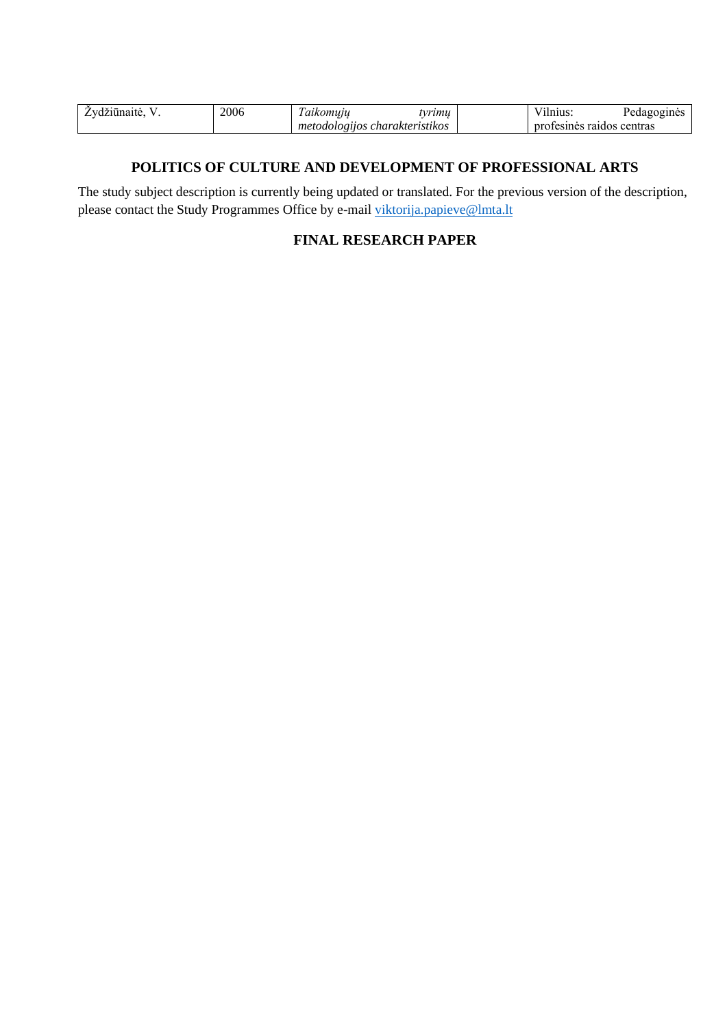| Žydžiūnaitė, V. | 2006 | *Taikomųjų tyrimų metodologijos charakteristikos* | | Vilnius: Pedagoginės profesinės raidos centras |
|---|---|---|---|---|

## POLITICS OF CULTURE AND DEVELOPMENT OF PROFESSIONAL ARTS

The study subject description is currently being updated or translated. For the previous version of the description, please contact the Study Programmes Office by e-mail viktorija.papieve@lmta.lt

## FINAL RESEARCH PAPER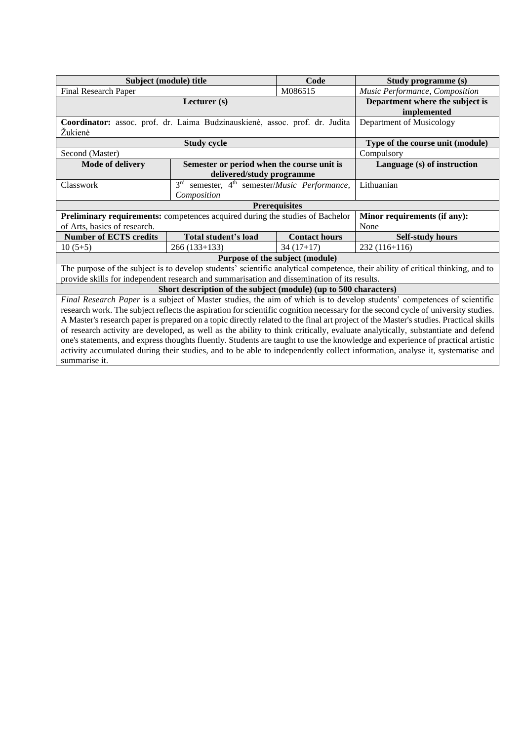| Subject (module) title | | Code | Study programme (s) |
|---|---|---|---|
| Final Research Paper | | M086515 | *Music Performance, Composition* |
| Lecturer (s) | | | Department where the subject is implemented |
| **Coordinator:** assoc. prof. dr. Laima Budzinauskienė, assoc. prof. dr. Judita Žukienė | | | Department of Musicology |
| Study cycle | | | Type of the course unit (module) |
| Second (Master) | | | Compulsory |
| **Mode of delivery** | **Semester or period when the course unit is delivered/study programme** | | **Language (s) of instruction** |
| Classwork | 3rd semester, 4th semester/*Music Performance, Composition* | | Lithuanian |
| **Prerequisites** | | | |
| **Preliminary requirements:** competences acquired during the studies of Bachelor of Arts, basics of research. | | | **Minor requirements (if any):** None |
| **Number of ECTS credits** | **Total student's load** | **Contact hours** | **Self-study hours** |
| 10 (5+5) | 266 (133+133) | 34 (17+17) | 232 (116+116) |
| **Purpose of the subject (module)** | | | |
| The purpose of the subject is to develop students' scientific analytical competence, their ability of critical thinking, and to provide skills for independent research and summarisation and dissemination of its results. | | | |
| **Short description of the subject (module) (up to 500 characters)** | | | |
| *Final Research Paper* is a subject of Master studies, the aim of which is to develop students' competences of scientific research work. The subject reflects the aspiration for scientific cognition necessary for the second cycle of university studies. A Master's research paper is prepared on a topic directly related to the final art project of the Master's studies. Practical skills of research activity are developed, as well as the ability to think critically, evaluate analytically, substantiate and defend one's statements, and express thoughts fluently. Students are taught to use the knowledge and experience of practical artistic activity accumulated during their studies, and to be able to independently collect information, analyse it, systematise and summarise it. | | | |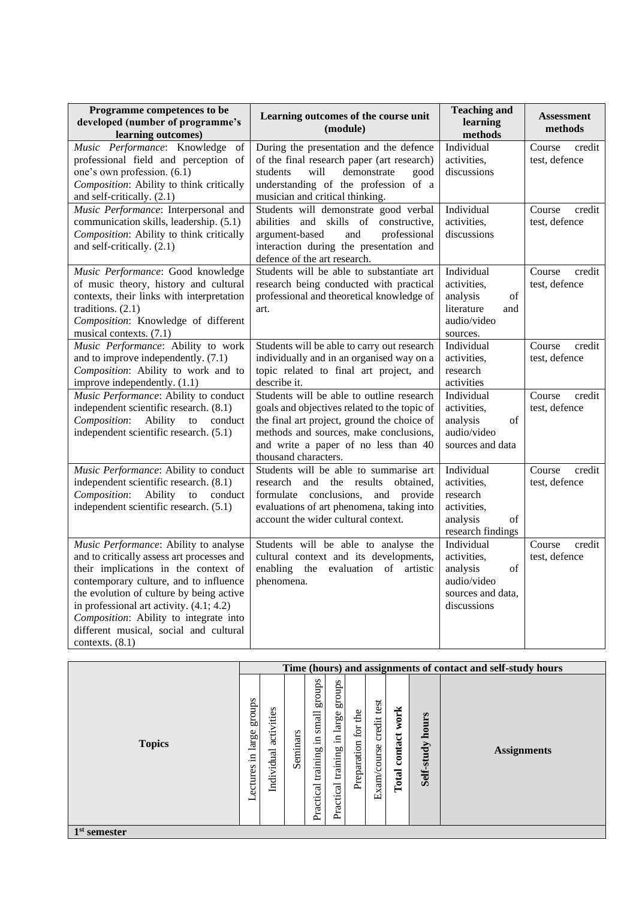| Programme competences to be developed (number of programme's learning outcomes) | Learning outcomes of the course unit (module) | Teaching and learning methods | Assessment methods |
|---|---|---|---|
| *Music Performance*: Knowledge of professional field and perception of one's own profession. (6.1)<br>*Composition*: Ability to think critically and self-critically. (2.1) | During the presentation and the defence of the final research paper (art research) students will demonstrate good understanding of the profession of a musician and critical thinking. | Individual activities, discussions | Course credit test, defence |
| *Music Performance*: Interpersonal and communication skills, leadership. (5.1)<br>*Composition*: Ability to think critically and self-critically. (2.1) | Students will demonstrate good verbal abilities and skills of constructive, argument-based and professional interaction during the presentation and defence of the art research. | Individual activities, discussions | Course credit test, defence |
| *Music Performance*: Good knowledge of music theory, history and cultural contexts, their links with interpretation traditions. (2.1)<br>*Composition*: Knowledge of different musical contexts. (7.1) | Students will be able to substantiate art research being conducted with practical professional and theoretical knowledge of art. | Individual activities, analysis of literature and audio/video sources. | Course credit test, defence |
| *Music Performance*: Ability to work and to improve independently. (7.1)<br>*Composition*: Ability to work and to improve independently. (1.1) | Students will be able to carry out research individually and in an organised way on a topic related to final art project, and describe it. | Individual activities, research activities | Course credit test, defence |
| *Music Performance*: Ability to conduct independent scientific research. (8.1)<br>*Composition*: Ability to conduct independent scientific research. (5.1) | Students will be able to outline research goals and objectives related to the topic of the final art project, ground the choice of methods and sources, make conclusions, and write a paper of no less than 40 thousand characters. | Individual activities, analysis of audio/video sources and data | Course credit test, defence |
| *Music Performance*: Ability to conduct independent scientific research. (8.1)<br>*Composition*: Ability to conduct independent scientific research. (5.1) | Students will be able to summarise art research and the results obtained, formulate conclusions, and provide evaluations of art phenomena, taking into account the wider cultural context. | Individual activities, research activities, analysis of research findings | Course credit test, defence |
| *Music Performance*: Ability to analyse and to critically assess art processes and their implications in the context of contemporary culture, and to influence the evolution of culture by being active in professional art activity. (4.1; 4.2)<br>*Composition*: Ability to integrate into different musical, social and cultural contexts. (8.1) | Students will be able to analyse the cultural context and its developments, enabling the evaluation of artistic phenomena. | Individual activities, analysis of audio/video sources and data, discussions | Course credit test, defence |

| Topics | Time (hours) and assignments of contact and self-study hours | | | | | | | | | |
|---|---|---|---|---|---|---|---|---|---|---|
| | Lectures in large groups | Individual activities | Seminars | Practical training in small groups | Practical training in large groups | Preparation for the | Exam/course credit test | **Total contact work** | **Self-study hours** | **Assignments** |
| **1st semester** | | | | | | | | | | |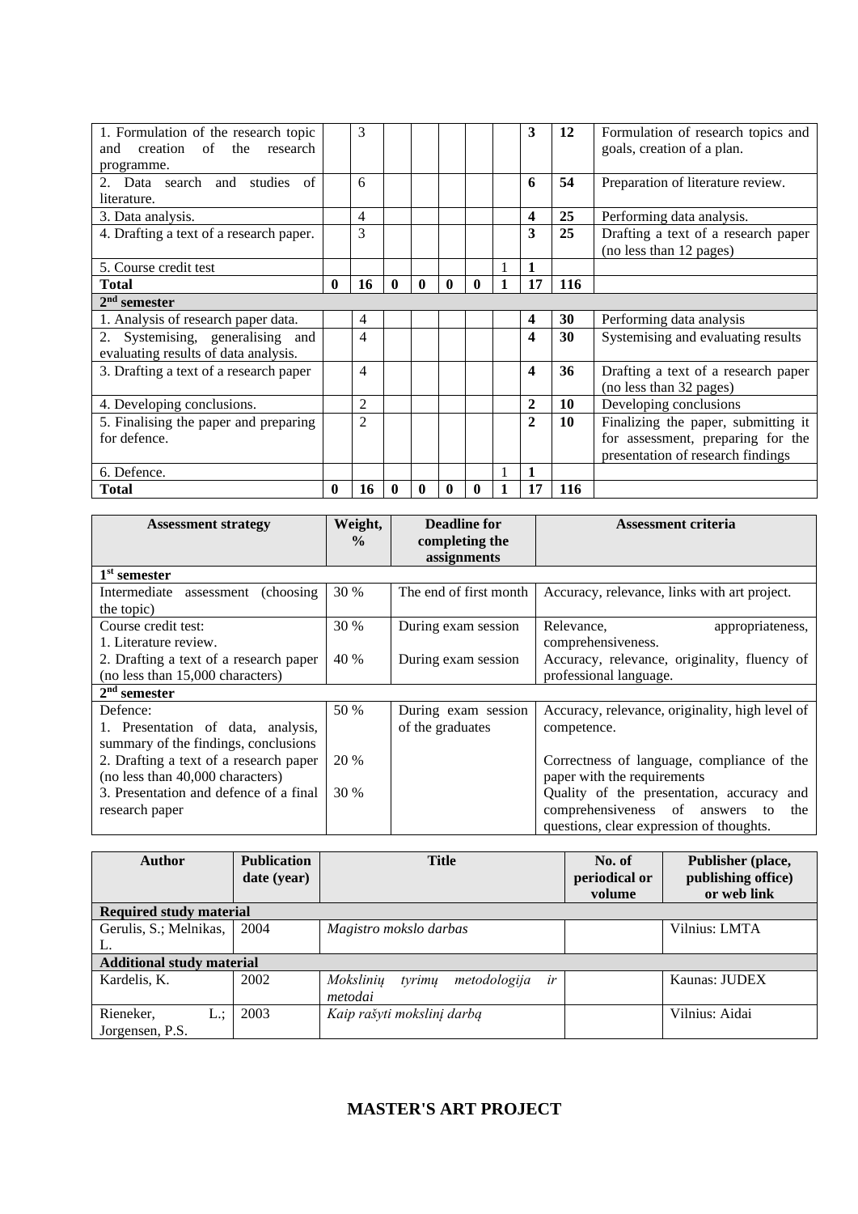| | | | | | | | | | | | |
|---|---|---|---|---|---|---|---|---|---|---|---|
| 1. Formulation of the research topic and creation of the research programme. | | 3 | | | | | | | **3** | **12** | Formulation of research topics and goals, creation of a plan. |
| 2. Data search and studies of literature. | | 6 | | | | | | | **6** | **54** | Preparation of literature review. |
| 3. Data analysis. | | 4 | | | | | | | **4** | **25** | Performing data analysis. |
| 4. Drafting a text of a research paper. | | 3 | | | | | | | **3** | **25** | Drafting a text of a research paper (no less than 12 pages) |
| 5. Course credit test | | | | | | | | 1 | **1** | | |
| **Total** | **0** | **16** | **0** | **0** | **0** | **0** | **1** | **17** | **116** | | |
| **2nd semester** | | | | | | | | | | | |
| 1. Analysis of research paper data. | | 4 | | | | | | | **4** | **30** | Performing data analysis |
| 2. Systemising, generalising and evaluating results of data analysis. | | 4 | | | | | | | **4** | **30** | Systemising and evaluating results |
| 3. Drafting a text of a research paper | | 4 | | | | | | | **4** | **36** | Drafting a text of a research paper (no less than 32 pages) |
| 4. Developing conclusions. | | 2 | | | | | | | **2** | **10** | Developing conclusions |
| 5. Finalising the paper and preparing for defence. | | 2 | | | | | | | **2** | **10** | Finalizing the paper, submitting it for assessment, preparing for the presentation of research findings |
| 6. Defence. | | | | | | | | 1 | **1** | | |
| **Total** | **0** | **16** | **0** | **0** | **0** | **0** | **1** | **17** | **116** | | |

| Assessment strategy | Weight, % | Deadline for completing the assignments | Assessment criteria |
|---|---|---|---|
| **1st semester** | | | |
| Intermediate assessment (choosing the topic) | 30 % | The end of first month | Accuracy, relevance, links with art project. |
| Course credit test:<br>1. Literature review. | 30 % | During exam session | Relevance, appropriateness, comprehensiveness. |
| 2. Drafting a text of a research paper (no less than 15,000 characters) | 40 % | During exam session | Accuracy, relevance, originality, fluency of professional language. |
| **2nd semester** | | | |
| Defence:<br>1. Presentation of data, analysis, summary of the findings, conclusions | 50 % | During exam session of the graduates | Accuracy, relevance, originality, high level of competence. |
| 2. Drafting a text of a research paper (no less than 40,000 characters) | 20 % | | Correctness of language, compliance of the paper with the requirements |
| 3. Presentation and defence of a final research paper | 30 % | | Quality of the presentation, accuracy and comprehensiveness of answers to the questions, clear expression of thoughts. |

| Author | Publication date (year) | Title | No. of periodical or volume | Publisher (place, publishing office) or web link |
|---|---|---|---|---|
| **Required study material** | | | | |
| Gerulis, S.; Melnikas, L. | 2004 | *Magistro mokslo darbas* | | Vilnius: LMTA |
| **Additional study material** | | | | |
| Kardelis, K. | 2002 | *Mokslinių tyrimų metodologija ir metodai* | | Kaunas: JUDEX |
| Rieneker, L.; Jorgensen, P.S. | 2003 | *Kaip rašyti mokslinį darbą* | | Vilnius: Aidai |

# MASTER'S ART PROJECT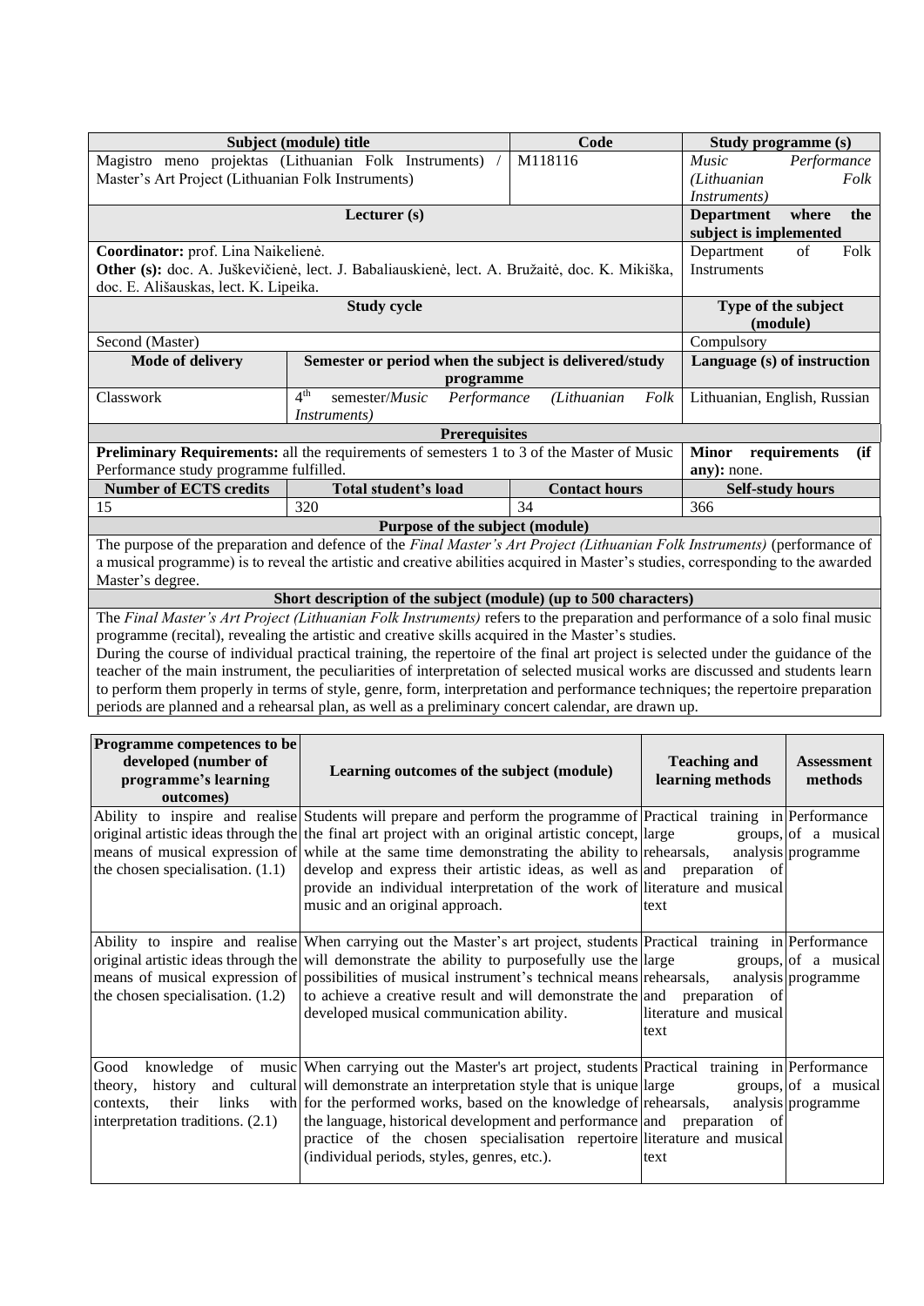| Subject (module) title | | Code | Study programme (s) |
|---|---|---|---|
| Magistro meno projektas (Lithuanian Folk Instruments) / Master's Art Project (Lithuanian Folk Instruments) | | M118116 | *Music Performance (Lithuanian Folk Instruments)* |
| **Lecturer (s)** | | | **Department where the subject is implemented** |
| **Coordinator:** prof. Lina Naikelienė.<br>**Other (s):** doc. A. Juškevičienė, lect. J. Babaliauskienė, lect. A. Bružaitė, doc. K. Mikiška, doc. E. Ališauskas, lect. K. Lipeika. | | | Department of Folk Instruments |
| **Study cycle** | | | **Type of the subject (module)** |
| Second (Master) | | | Compulsory |
| **Mode of delivery** | **Semester or period when the subject is delivered/study programme** | | **Language (s) of instruction** |
| Classwork | 4th semester/*Music Performance (Lithuanian Folk Instruments)* | | Lithuanian, English, Russian |
| **Prerequisites** | | | |
| **Preliminary Requirements:** all the requirements of semesters 1 to 3 of the Master of Music Performance study programme fulfilled. | | | **Minor requirements (if any):** none. |
| **Number of ECTS credits** | **Total student's load** | **Contact hours** | **Self-study hours** |
| 15 | 320 | 34 | 366 |
| **Purpose of the subject (module)** | | | |
| The purpose of the preparation and defence of the *Final Master's Art Project (Lithuanian Folk Instruments)* (performance of a musical programme) is to reveal the artistic and creative abilities acquired in Master's studies, corresponding to the awarded Master's degree. | | | |
| **Short description of the subject (module) (up to 500 characters)** | | | |
| The *Final Master's Art Project (Lithuanian Folk Instruments)* refers to the preparation and performance of a solo final music programme (recital), revealing the artistic and creative skills acquired in the Master's studies.<br>During the course of individual practical training, the repertoire of the final art project is selected under the guidance of the teacher of the main instrument, the peculiarities of interpretation of selected musical works are discussed and students learn to perform them properly in terms of style, genre, form, interpretation and performance techniques; the repertoire preparation periods are planned and a rehearsal plan, as well as a preliminary concert calendar, are drawn up. | | | |

| Programme competences to be developed (number of programme's learning outcomes) | Learning outcomes of the subject (module) | Teaching and learning methods | Assessment methods |
|---|---|---|---|
| Ability to inspire and realise original artistic ideas through the means of musical expression of the chosen specialisation. (1.1) | Students will prepare and perform the programme of the final art project with an original artistic concept, while at the same time demonstrating the ability to develop and express their artistic ideas, as well as provide an individual interpretation of the work of music and an original approach. | Practical training in large groups, rehearsals, analysis and preparation of literature and musical text | Performance of a musical programme |
| Ability to inspire and realise original artistic ideas through the means of musical expression of the chosen specialisation. (1.2) | When carrying out the Master's art project, students will demonstrate the ability to purposefully use the possibilities of musical instrument's technical means to achieve a creative result and will demonstrate the developed musical communication ability. | Practical training in large groups, rehearsals, analysis and preparation of literature and musical text | Performance of a musical programme |
| Good knowledge of music theory, history and cultural contexts, their links with interpretation traditions. (2.1) | When carrying out the Master's art project, students will demonstrate an interpretation style that is unique for the performed works, based on the knowledge of the language, historical development and performance practice of the chosen specialisation repertoire (individual periods, styles, genres, etc.). | Practical training in large groups, rehearsals, analysis and preparation of literature and musical text | Performance of a musical programme |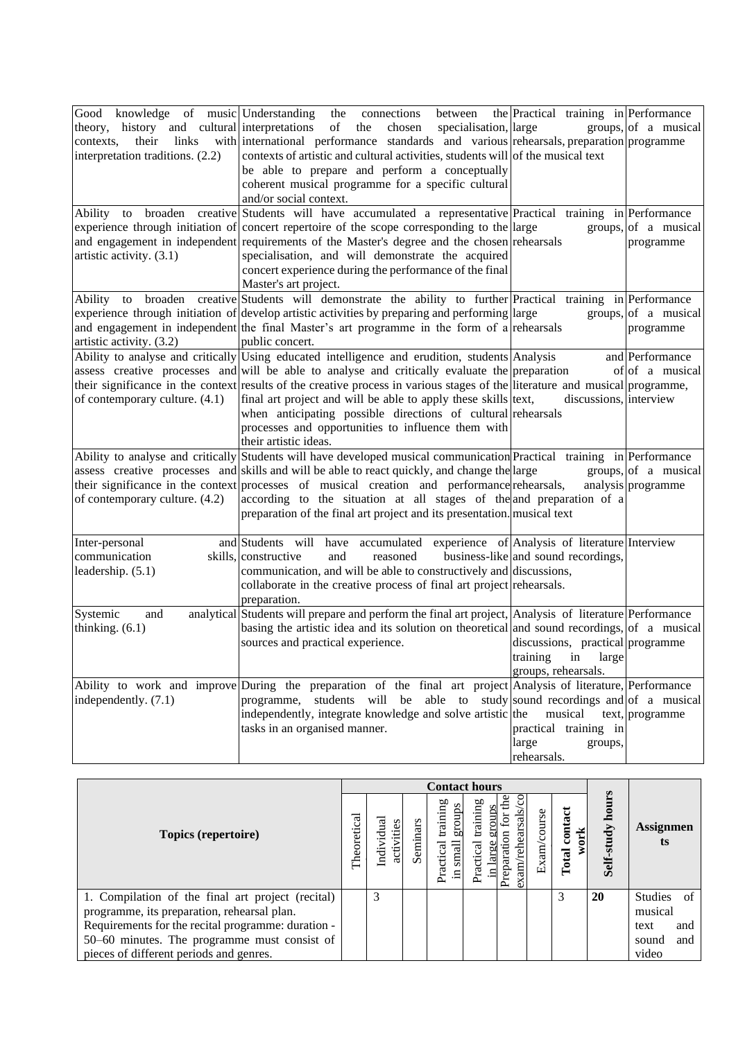| | | | |
|---|---|---|---|
| Good knowledge of music theory, history and cultural contexts, their links with interpretation traditions. (2.2) | Understanding the connections between the interpretations of the chosen specialisation, international performance standards and various contexts of artistic and cultural activities, students will be able to prepare and perform a conceptually coherent musical programme for a specific cultural and/or social context. | Practical training in large groups, rehearsals, preparation of the musical text | Performance of a musical programme |
| Ability to broaden creative experience through initiation of and engagement in independent artistic activity. (3.1) | Students will have accumulated a representative concert repertoire of the scope corresponding to the requirements of the Master's degree and the chosen specialisation, and will demonstrate the acquired concert experience during the performance of the final Master's art project. | Practical training in large groups, rehearsals | Performance of a musical programme |
| Ability to broaden creative experience through initiation of and engagement in independent artistic activity. (3.2) | Students will demonstrate the ability to further develop artistic activities by preparing and performing the final Master's art programme in the form of a public concert. | Practical training in large groups, rehearsals | Performance of a musical programme |
| Ability to analyse and critically assess creative processes and their significance in the context of contemporary culture. (4.1) | Using educated intelligence and erudition, students will be able to analyse and critically evaluate the results of the creative process in various stages of the final art project and will be able to apply these skills when anticipating possible directions of cultural processes and opportunities to influence them with their artistic ideas. | Analysis and preparation of literature and musical text, discussions, rehearsals | Performance of a musical programme, interview |
| Ability to analyse and critically assess creative processes and their significance in the context of contemporary culture. (4.2) | Students will have developed musical communication skills and will be able to react quickly, and change the processes of musical creation and performance according to the situation at all stages of the preparation of the final art project and its presentation. | Practical training in large groups, rehearsals, analysis and preparation of a musical text | Performance of a musical programme |
| Inter-personal and communication skills, leadership. (5.1) | Students will have accumulated experience of constructive and reasoned business-like communication, and will be able to constructively and collaborate in the creative process of final art project preparation. | Analysis of literature and sound recordings, discussions, rehearsals. | Interview |
| Systemic and analytical thinking. (6.1) | Students will prepare and perform the final art project, basing the artistic idea and its solution on theoretical sources and practical experience. | Analysis of literature and sound recordings, discussions, practical training in large groups, rehearsals. | Performance of a musical programme |
| Ability to work and improve independently. (7.1) | During the preparation of the final art project programme, students will be able to study independently, integrate knowledge and solve artistic tasks in an organised manner. | Analysis of literature, sound recordings and the musical text, practical training in large groups, rehearsals. | Performance of a musical programme |

| Topics (repertoire) | Contact hours | | | | | | | | Self-study hours | Assignments |
|---|---|---|---|---|---|---|---|---|---|---|
| | Theoretical | Individual activities | Seminars | Practical training in small groups | Practical training in large groups | Preparation for the exam/rehearsals/co | Exam/course | Total contact work | | |
| 1. Compilation of the final art project (recital) programme, its preparation, rehearsal plan. Requirements for the recital programme: duration - 50–60 minutes. The programme must consist of pieces of different periods and genres. | | 3 | | | | | | 3 | **20** | Studies of musical text and sound and video |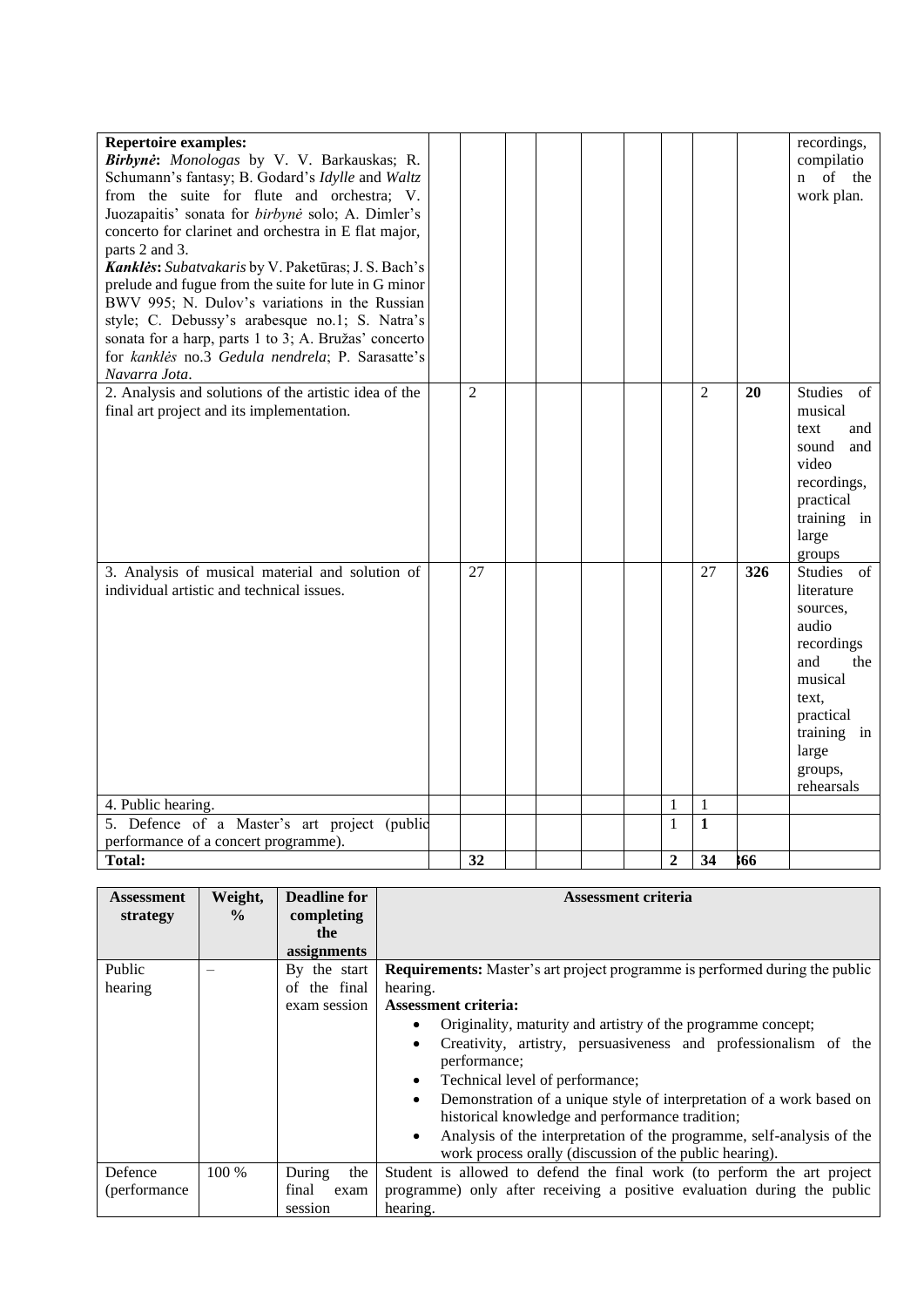| | | | | | | | | | | |
|---|---|---|---|---|---|---|---|---|---|---|
| **Repertoire examples:**<br>***Birbynė*****:** *Monologas* by V. V. Barkauskas; R. Schumann's fantasy; B. Godard's *Idylle* and *Waltz* from the suite for flute and orchestra; V. Juozapaitis' sonata for *birbynė* solo; A. Dimler's concerto for clarinet and orchestra in E flat major, parts 2 and 3.<br>***Kanklės*****:** *Subatvakaris* by V. Paketūras; J. S. Bach's prelude and fugue from the suite for lute in G minor BWV 995; N. Dulov's variations in the Russian style; C. Debussy's arabesque no.1; S. Natra's sonata for a harp, parts 1 to 3; A. Bružas' concerto for *kanklės* no.3 *Gedula nendrela*; P. Sarasatte's *Navarra Jota*. | | | | | | | | | | recordings, compilation of the work plan. |
| 2. Analysis and solutions of the artistic idea of the final art project and its implementation. | | 2 | | | | | | 2 | **20** | Studies of musical text and sound and video recordings, practical training in large groups |
| 3. Analysis of musical material and solution of individual artistic and technical issues. | | 27 | | | | | | 27 | **326** | Studies of literature sources, audio recordings and the musical text, practical training in large groups, rehearsals |
| 4. Public hearing. | | | | | | | 1 | 1 | | |
| 5. Defence of a Master's art project (public performance of a concert programme). | | | | | | | 1 | **1** | | |
| **Total:** | | **32** | | | | | **2** | **34** | **366** | |

| Assessment strategy | Weight, % | Deadline for completing the assignments | Assessment criteria |
|---|---|---|---|
| Public hearing | – | By the start of the final exam session | **Requirements:** Master's art project programme is performed during the public hearing.<br>**Assessment criteria:**<br>• Originality, maturity and artistry of the programme concept;<br>• Creativity, artistry, persuasiveness and professionalism of the performance;<br>• Technical level of performance;<br>• Demonstration of a unique style of interpretation of a work based on historical knowledge and performance tradition;<br>• Analysis of the interpretation of the programme, self-analysis of the work process orally (discussion of the public hearing). |
| Defence (performance | 100 % | During the final exam session | Student is allowed to defend the final work (to perform the art project programme) only after receiving a positive evaluation during the public hearing. |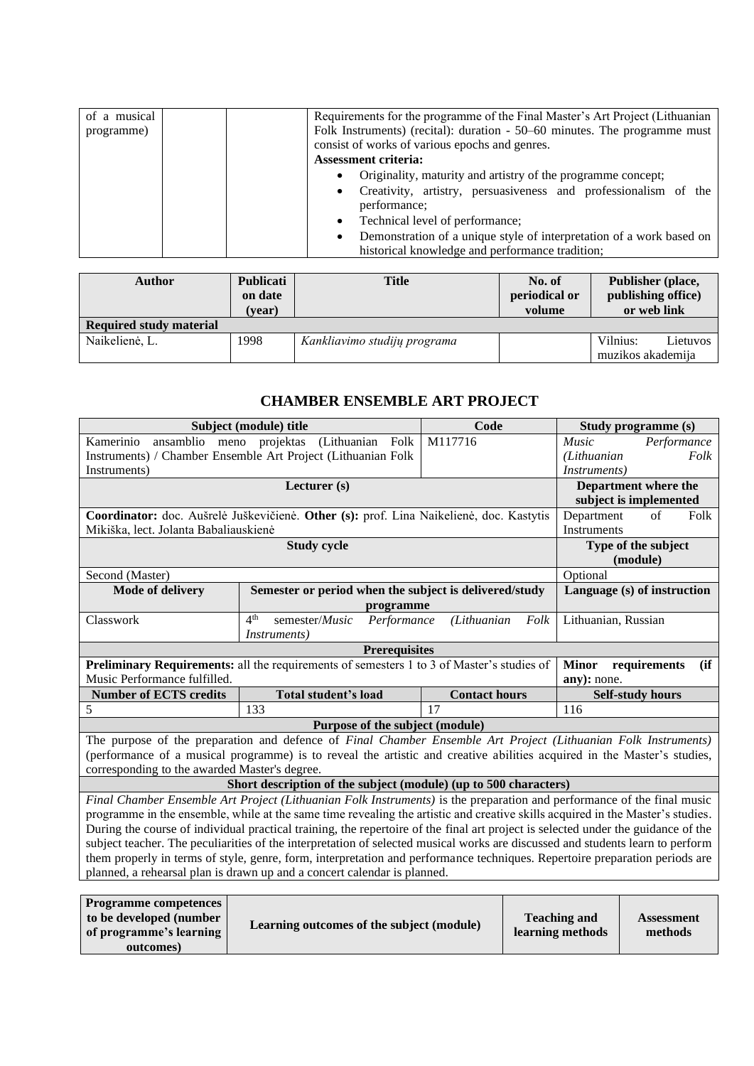| | | | |
|---|---|---|---|
| of a musical programme) | | | Requirements for the programme of the Final Master's Art Project (Lithuanian Folk Instruments) (recital): duration - 50–60 minutes. The programme must consist of works of various epochs and genres.<br>**Assessment criteria:**<br>• Originality, maturity and artistry of the programme concept;<br>• Creativity, artistry, persuasiveness and professionalism of the performance;<br>• Technical level of performance;<br>• Demonstration of a unique style of interpretation of a work based on historical knowledge and performance tradition; |

| Author | Publication date (year) | Title | No. of periodical or volume | Publisher (place, publishing office) or web link |
|---|---|---|---|---|
| **Required study material** | | | | |
| Naikelienė, L. | 1998 | *Kankliavimo studijų programa* | | Vilnius: Lietuvos muzikos akademija |

## CHAMBER ENSEMBLE ART PROJECT

| Subject (module) title | | Code | Study programme (s) |
|---|---|---|---|
| Kamerinio ansamblio meno projektas (Lithuanian Folk Instruments) / Chamber Ensemble Art Project (Lithuanian Folk Instruments) | | M117716 | *Music Performance (Lithuanian Folk Instruments)* |
| **Lecturer (s)** | | | **Department where the subject is implemented** |
| **Coordinator:** doc. Aušrelė Juškevičienė. **Other (s):** prof. Lina Naikelienė, doc. Kastytis Mikiška, lect. Jolanta Babaliauskienė | | | Department of Folk Instruments |
| **Study cycle** | | | **Type of the subject (module)** |
| Second (Master) | | | Optional |
| **Mode of delivery** | **Semester or period when the subject is delivered/study programme** | | **Language (s) of instruction** |
| Classwork | 4th semester/*Music Performance (Lithuanian Folk Instruments)* | | Lithuanian, Russian |
| **Prerequisites** | | | |
| **Preliminary Requirements:** all the requirements of semesters 1 to 3 of Master's studies of Music Performance fulfilled. | | | **Minor requirements (if any):** none. |
| **Number of ECTS credits** | **Total student's load** | **Contact hours** | **Self-study hours** |
| 5 | 133 | 17 | 116 |
| **Purpose of the subject (module)** | | | |
| The purpose of the preparation and defence of *Final Chamber Ensemble Art Project (Lithuanian Folk Instruments)* (performance of a musical programme) is to reveal the artistic and creative abilities acquired in the Master's studies, corresponding to the awarded Master's degree. | | | |
| **Short description of the subject (module) (up to 500 characters)** | | | |
| *Final Chamber Ensemble Art Project (Lithuanian Folk Instruments)* is the preparation and performance of the final music programme in the ensemble, while at the same time revealing the artistic and creative skills acquired in the Master's studies. During the course of individual practical training, the repertoire of the final art project is selected under the guidance of the subject teacher. The peculiarities of the interpretation of selected musical works are discussed and students learn to perform them properly in terms of style, genre, form, interpretation and performance techniques. Repertoire preparation periods are planned, a rehearsal plan is drawn up and a concert calendar is planned. | | | |

| Programme competences to be developed (number of programme's learning outcomes) | Learning outcomes of the subject (module) | Teaching and learning methods | Assessment methods |
|---|---|---|---|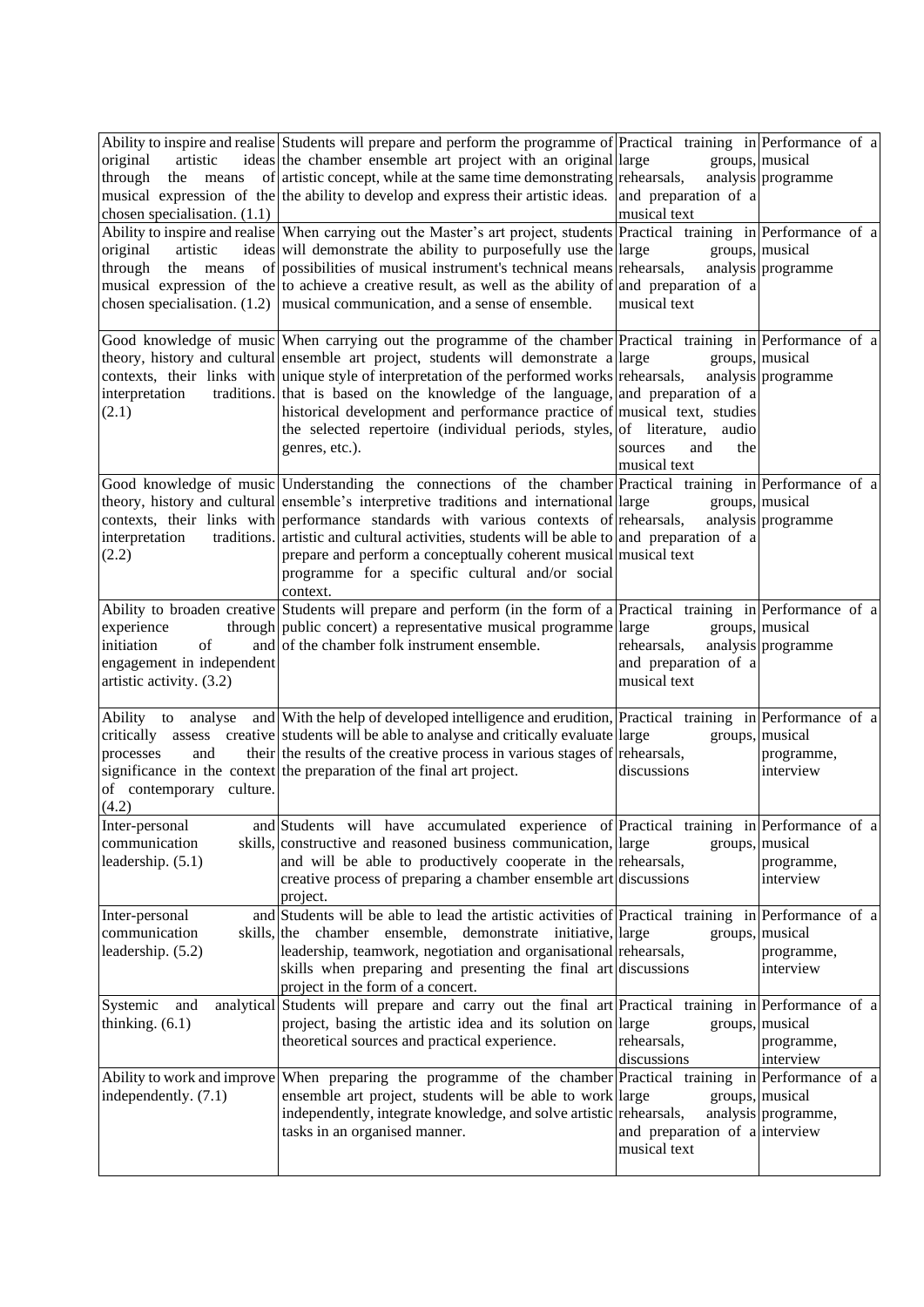| | | | |
|---|---|---|---|
| Ability to inspire and realise original artistic ideas through the means of musical expression of the chosen specialisation. (1.1) | Students will prepare and perform the programme of the chamber ensemble art project with an original artistic concept, while at the same time demonstrating the ability to develop and express their artistic ideas. | Practical training in large groups, rehearsals, analysis and preparation of a musical text | Performance of a musical programme |
| Ability to inspire and realise original artistic ideas through the means of musical expression of the chosen specialisation. (1.2) | When carrying out the Master's art project, students will demonstrate the ability to purposefully use the possibilities of musical instrument's technical means to achieve a creative result, as well as the ability of musical communication, and a sense of ensemble. | Practical training in large groups, rehearsals, analysis and preparation of a musical text | Performance of a musical programme |
| Good knowledge of music theory, history and cultural contexts, their links with interpretation traditions. (2.1) | When carrying out the programme of the chamber ensemble art project, students will demonstrate a unique style of interpretation of the performed works that is based on the knowledge of the language, historical development and performance practice of the selected repertoire (individual periods, styles, genres, etc.). | Practical training in large groups, rehearsals, analysis and preparation of a musical text, studies of literature, audio sources and the musical text | Performance of a musical programme |
| Good knowledge of music theory, history and cultural contexts, their links with interpretation traditions. (2.2) | Understanding the connections of the chamber ensemble's interpretive traditions and international performance standards with various contexts of artistic and cultural activities, students will be able to prepare and perform a conceptually coherent musical programme for a specific cultural and/or social context. | Practical training in large groups, rehearsals, analysis and preparation of a musical text | Performance of a musical programme |
| Ability to broaden creative experience through initiation of and engagement in independent artistic activity. (3.2) | Students will prepare and perform (in the form of a public concert) a representative musical programme of the chamber folk instrument ensemble. | Practical training in large groups, rehearsals, analysis and preparation of a musical text | Performance of a musical programme |
| Ability to analyse and critically assess creative processes and their significance in the context of contemporary culture. (4.2) | With the help of developed intelligence and erudition, students will be able to analyse and critically evaluate the results of the creative process in various stages of the preparation of the final art project. | Practical training in large groups, rehearsals, discussions | Performance of a musical programme, interview |
| Inter-personal and communication skills, leadership. (5.1) | Students will have accumulated experience of constructive and reasoned business communication, and will be able to productively cooperate in the creative process of preparing a chamber ensemble art project. | Practical training in large groups, rehearsals, discussions | Performance of a musical programme, interview |
| Inter-personal and communication skills, leadership. (5.2) | Students will be able to lead the artistic activities of the chamber ensemble, demonstrate initiative, leadership, teamwork, negotiation and organisational skills when preparing and presenting the final art project in the form of a concert. | Practical training in large groups, rehearsals, discussions | Performance of a musical programme, interview |
| Systemic and analytical thinking. (6.1) | Students will prepare and carry out the final art project, basing the artistic idea and its solution on theoretical sources and practical experience. | Practical training in large groups, rehearsals, discussions | Performance of a musical programme, interview |
| Ability to work and improve independently. (7.1) | When preparing the programme of the chamber ensemble art project, students will be able to work independently, integrate knowledge, and solve artistic tasks in an organised manner. | Practical training in large groups, rehearsals, analysis and preparation of a musical text | Performance of a musical programme, interview |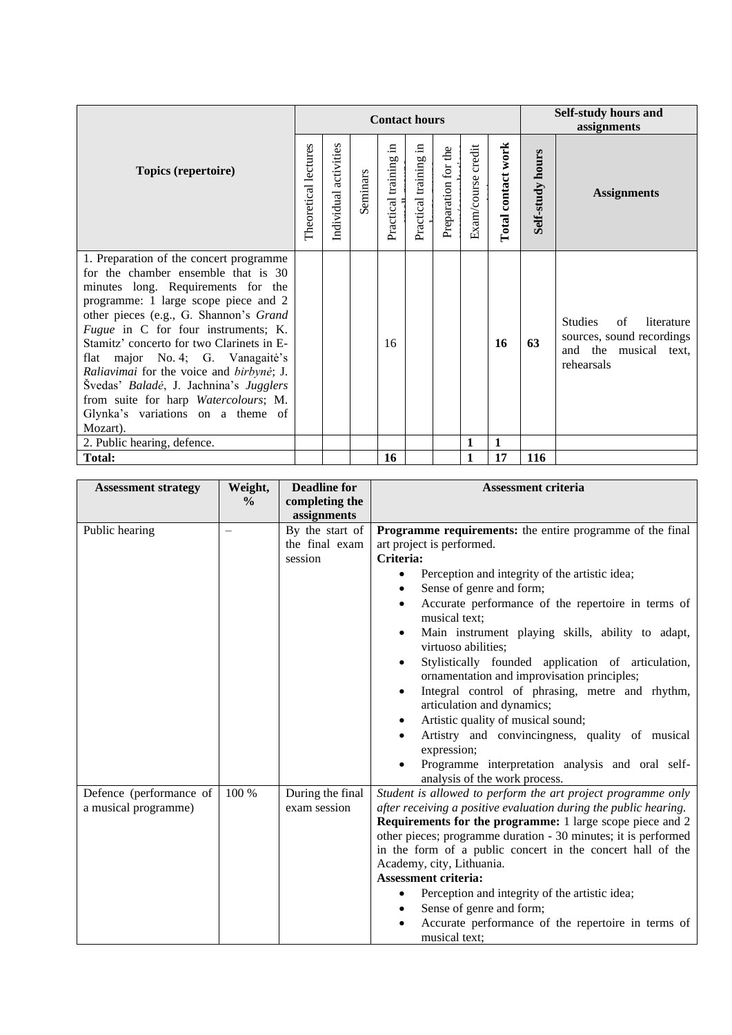| Topics (repertoire) | Contact hours | | | | | | | | Self-study hours and assignments | |
|---|---|---|---|---|---|---|---|---|---|---|
| | Theoretical lectures | Individual activities | Seminars | Practical training in small groups | Practical training in large groups | Preparation for the exam/consultations | Exam/course credit | **Total contact work** | **Self-study hours** | **Assignments** |
| 1. Preparation of the concert programme for the chamber ensemble that is 30 minutes long. Requirements for the programme: 1 large scope piece and 2 other pieces (e.g., G. Shannon's *Grand Fugue* in C for four instruments; K. Stamitz' concerto for two Clarinets in E-flat major No. 4; G. Vanagaitė's *Raliavimai* for the voice and *birbynė*; J. Švedas' *Baladė*, J. Jachnina's *Jugglers* from suite for harp *Watercolours*; M. Glynka's variations on a theme of Mozart). | | | | 16 | | | | **16** | **63** | Studies of literature sources, sound recordings and the musical text, rehearsals |
| 2. Public hearing, defence. | | | | | | | **1** | **1** | | |
| **Total:** | | | | **16** | | | **1** | **17** | **116** | |

| Assessment strategy | Weight, % | Deadline for completing the assignments | Assessment criteria |
|---|---|---|---|
| Public hearing | – | By the start of the final exam session | **Programme requirements:** the entire programme of the final art project is performed.<br>**Criteria:**<br>• Perception and integrity of the artistic idea;<br>• Sense of genre and form;<br>• Accurate performance of the repertoire in terms of musical text;<br>• Main instrument playing skills, ability to adapt, virtuoso abilities;<br>• Stylistically founded application of articulation, ornamentation and improvisation principles;<br>• Integral control of phrasing, metre and rhythm, articulation and dynamics;<br>• Artistic quality of musical sound;<br>• Artistry and convincingness, quality of musical expression;<br>• Programme interpretation analysis and oral self-analysis of the work process. |
| Defence (performance of a musical programme) | 100 % | During the final exam session | *Student is allowed to perform the art project programme only after receiving a positive evaluation during the public hearing.*<br>**Requirements for the programme:** 1 large scope piece and 2 other pieces; programme duration - 30 minutes; it is performed in the form of a public concert in the concert hall of the Academy, city, Lithuania.<br>**Assessment criteria:**<br>• Perception and integrity of the artistic idea;<br>• Sense of genre and form;<br>• Accurate performance of the repertoire in terms of musical text; |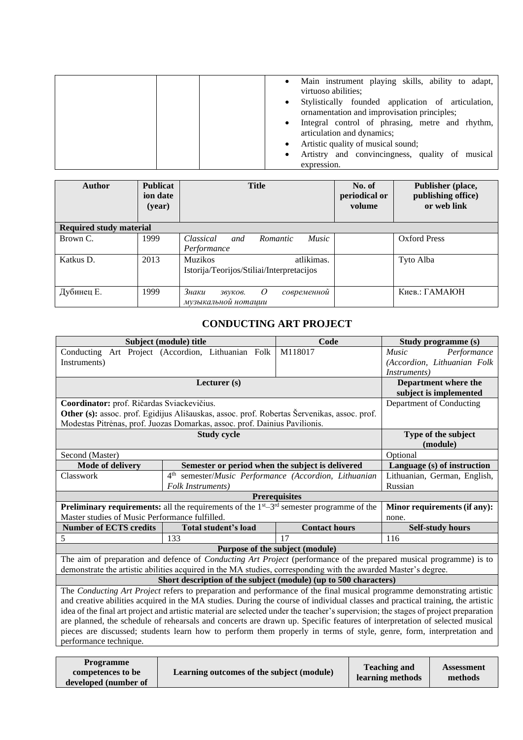| | | | |
|---|---|---|---|
| | | | • Main instrument playing skills, ability to adapt, virtuoso abilities;<br>• Stylistically founded application of articulation, ornamentation and improvisation principles;<br>• Integral control of phrasing, metre and rhythm, articulation and dynamics;<br>• Artistic quality of musical sound;<br>• Artistry and convincingness, quality of musical expression. |

| Author | Publication date (year) | Title | No. of periodical or volume | Publisher (place, publishing office) or web link |
|---|---|---|---|---|
| **Required study material** | | | | |
| Brown C. | 1999 | *Classical and Romantic Music Performance* | | Oxford Press |
| Katkus D. | 2013 | Muzikos atlikimas. Istorija/Teorijos/Stiliai/Interpretacijos | | Tyto Alba |
| Дубинец Е. | 1999 | *Знаки звуков. О современной музыкальной нотации* | | Киев.: ГАМАЮН |

## CONDUCTING ART PROJECT

| Subject (module) title | | Code | Study programme (s) |
|---|---|---|---|
| Conducting Art Project (Accordion, Lithuanian Folk Instruments) | | M118017 | *Music Performance (Accordion, Lithuanian Folk Instruments)* |
| **Lecturer (s)** | | | **Department where the subject is implemented** |
| **Coordinator:** prof. Ričardas Sviackevičius.<br>**Other (s):** assoc. prof. Egidijus Ališauskas, assoc. prof. Robertas Šervenikas, assoc. prof. Modestas Pitrėnas, prof. Juozas Domarkas, assoc. prof. Dainius Pavilionis. | | | Department of Conducting |
| **Study cycle** | | | **Type of the subject (module)** |
| Second (Master) | | | Optional |
| **Mode of delivery** | **Semester or period when the subject is delivered** | | **Language (s) of instruction** |
| Classwork | 4th semester/*Music Performance (Accordion, Lithuanian Folk Instruments)* | | Lithuanian, German, English, Russian |
| **Prerequisites** | | | |
| **Preliminary requirements:** all the requirements of the 1st–3rd semester programme of the Master studies of Music Performance fulfilled. | | | **Minor requirements (if any):** none. |
| **Number of ECTS credits** | **Total student's load** | **Contact hours** | **Self-study hours** |
| 5 | 133 | 17 | 116 |
| **Purpose of the subject (module)** | | | |
| The aim of preparation and defence of *Conducting Art Project* (performance of the prepared musical programme) is to demonstrate the artistic abilities acquired in the MA studies, corresponding with the awarded Master's degree. | | | |
| **Short description of the subject (module) (up to 500 characters)** | | | |
| The *Conducting Art Project* refers to preparation and performance of the final musical programme demonstrating artistic and creative abilities acquired in the MA studies. During the course of individual classes and practical training, the artistic idea of the final art project and artistic material are selected under the teacher's supervision; the stages of project preparation are planned, the schedule of rehearsals and concerts are drawn up. Specific features of interpretation of selected musical pieces are discussed; students learn how to perform them properly in terms of style, genre, form, interpretation and performance technique. | | | |

| Programme competences to be developed (number of | Learning outcomes of the subject (module) | Teaching and learning methods | Assessment methods |
|---|---|---|---|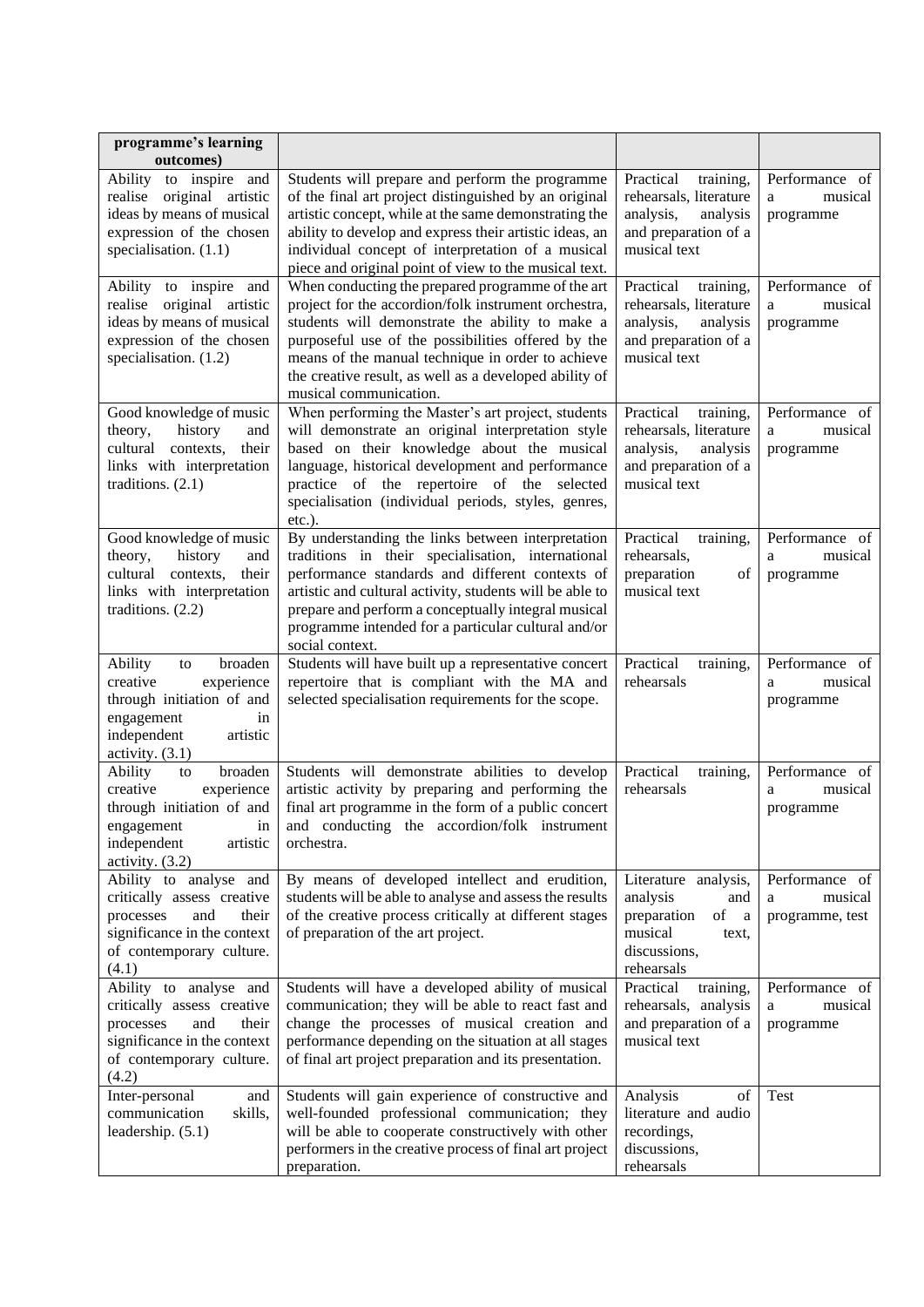| programme's learning outcomes) | | | |
|---|---|---|---|
| Ability to inspire and realise original artistic ideas by means of musical expression of the chosen specialisation. (1.1) | Students will prepare and perform the programme of the final art project distinguished by an original artistic concept, while at the same demonstrating the ability to develop and express their artistic ideas, an individual concept of interpretation of a musical piece and original point of view to the musical text. | Practical training, rehearsals, literature analysis, analysis and preparation of a musical text | Performance of a musical programme |
| Ability to inspire and realise original artistic ideas by means of musical expression of the chosen specialisation. (1.2) | When conducting the prepared programme of the art project for the accordion/folk instrument orchestra, students will demonstrate the ability to make a purposeful use of the possibilities offered by the means of the manual technique in order to achieve the creative result, as well as a developed ability of musical communication. | Practical training, rehearsals, literature analysis, analysis and preparation of a musical text | Performance of a musical programme |
| Good knowledge of music theory, history and cultural contexts, their links with interpretation traditions. (2.1) | When performing the Master's art project, students will demonstrate an original interpretation style based on their knowledge about the musical language, historical development and performance practice of the repertoire of the selected specialisation (individual periods, styles, genres, etc.). | Practical training, rehearsals, literature analysis, analysis and preparation of a musical text | Performance of a musical programme |
| Good knowledge of music theory, history and cultural contexts, their links with interpretation traditions. (2.2) | By understanding the links between interpretation traditions in their specialisation, international performance standards and different contexts of artistic and cultural activity, students will be able to prepare and perform a conceptually integral musical programme intended for a particular cultural and/or social context. | Practical training, rehearsals, preparation of musical text | Performance of a musical programme |
| Ability to broaden creative experience through initiation of and engagement in independent artistic activity. (3.1) | Students will have built up a representative concert repertoire that is compliant with the MA and selected specialisation requirements for the scope. | Practical training, rehearsals | Performance of a musical programme |
| Ability to broaden creative experience through initiation of and engagement in independent artistic activity. (3.2) | Students will demonstrate abilities to develop artistic activity by preparing and performing the final art programme in the form of a public concert and conducting the accordion/folk instrument orchestra. | Practical training, rehearsals | Performance of a musical programme |
| Ability to analyse and critically assess creative processes and their significance in the context of contemporary culture. (4.1) | By means of developed intellect and erudition, students will be able to analyse and assess the results of the creative process critically at different stages of preparation of the art project. | Literature analysis, analysis and preparation of a musical text, discussions, rehearsals | Performance of a musical programme, test |
| Ability to analyse and critically assess creative processes and their significance in the context of contemporary culture. (4.2) | Students will have a developed ability of musical communication; they will be able to react fast and change the processes of musical creation and performance depending on the situation at all stages of final art project preparation and its presentation. | Practical training, rehearsals, analysis and preparation of a musical text | Performance of a musical programme |
| Inter-personal and communication skills, leadership. (5.1) | Students will gain experience of constructive and well-founded professional communication; they will be able to cooperate constructively with other performers in the creative process of final art project preparation. | Analysis of literature and audio recordings, discussions, rehearsals | Test |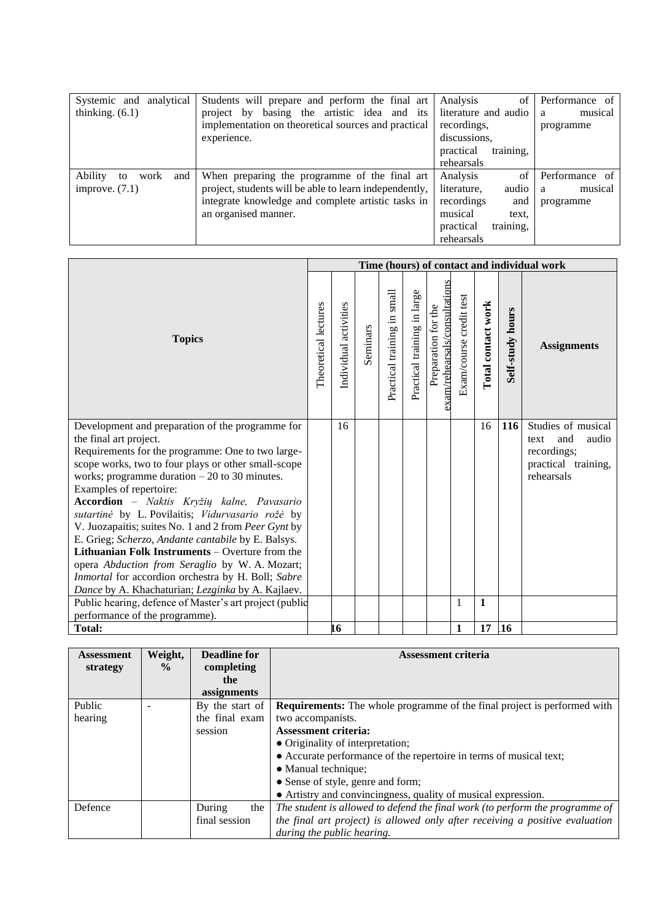| | | | |
|---|---|---|---|
| Systemic and analytical thinking. (6.1) | Students will prepare and perform the final art project by basing the artistic idea and its implementation on theoretical sources and practical experience. | Analysis of literature and audio recordings, discussions, practical training, rehearsals | Performance of a musical programme |
| Ability to work and improve. (7.1) | When preparing the programme of the final art project, students will be able to learn independently, integrate knowledge and complete artistic tasks in an organised manner. | Analysis of literature, audio recordings and musical text, practical training, rehearsals | Performance of a musical programme |

| Topics | Time (hours) of contact and individual work | | | | | | | | | |
|---|---|---|---|---|---|---|---|---|---|---|
| | Theoretical lectures | Individual activities | Seminars | Practical training in small | Practical training in large | Preparation for the exam/rehearsals/consultations | Exam/course credit test | **Total contact work** | **Self-study hours** | **Assignments** |
| Development and preparation of the programme for the final art project.<br>Requirements for the programme: One to two large-scope works, two to four plays or other small-scope works; programme duration – 20 to 30 minutes.<br>Examples of repertoire:<br>**Accordion** – *Naktis Kryžių kalne, Pavasario sutartinė* by L. Povilaitis; *Vidurvasario rožė* by V. Juozapaitis; suites No. 1 and 2 from *Peer Gynt* by E. Grieg; *Scherzo, Andante cantabile* by E. Balsys.<br>**Lithuanian Folk Instruments** – Overture from the opera *Abduction from Seraglio* by W. A. Mozart; *Inmortal* for accordion orchestra by H. Boll; *Sabre Dance* by A. Khachaturian; *Lezginka* by A. Kajlaev. | | 16 | | | | | | 16 | **116** | Studies of musical text and audio recordings; practical training, rehearsals |
| Public hearing, defence of Master's art project (public performance of the programme). | | | | | | | 1 | **1** | | |
| **Total:** | | **16** | | | | | **1** | **17** | **16** | |

| Assessment strategy | Weight, % | Deadline for completing the assignments | Assessment criteria |
|---|---|---|---|
| Public hearing | - | By the start of the final exam session | **Requirements:** The whole programme of the final project is performed with two accompanists.<br>**Assessment criteria:**<br>● Originality of interpretation;<br>● Accurate performance of the repertoire in terms of musical text;<br>● Manual technique;<br>● Sense of style, genre and form;<br>● Artistry and convincingness, quality of musical expression. |
| Defence | | During the final session | *The student is allowed to defend the final work (to perform the programme of the final art project) is allowed only after receiving a positive evaluation during the public hearing.* |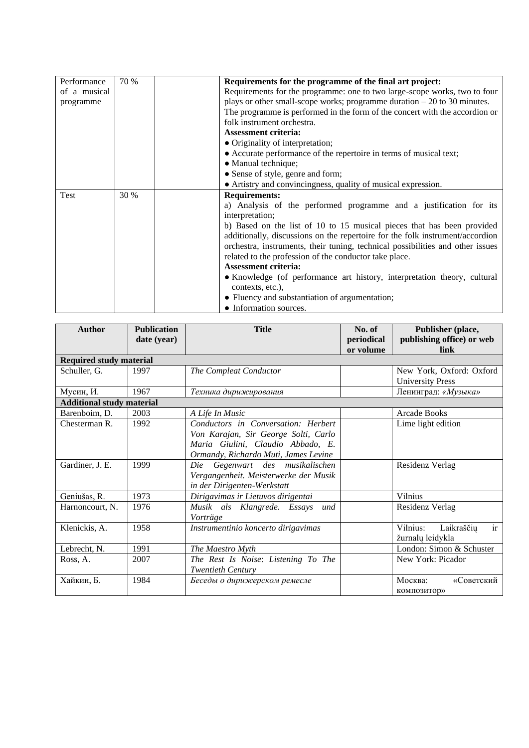| | | | |
|---|---|---|---|
| Performance of a musical programme | 70 % | | **Requirements for the programme of the final art project:**<br>Requirements for the programme: one to two large-scope works, two to four plays or other small-scope works; programme duration – 20 to 30 minutes.<br>The programme is performed in the form of the concert with the accordion or folk instrument orchestra.<br>**Assessment criteria:**<br>● Originality of interpretation;<br>● Accurate performance of the repertoire in terms of musical text;<br>● Manual technique;<br>● Sense of style, genre and form;<br>● Artistry and convincingness, quality of musical expression. |
| Test | 30 % | | **Requirements:**<br>a) Analysis of the performed programme and a justification for its interpretation;<br>b) Based on the list of 10 to 15 musical pieces that has been provided additionally, discussions on the repertoire for the folk instrument/accordion orchestra, instruments, their tuning, technical possibilities and other issues related to the profession of the conductor take place.<br>**Assessment criteria:**<br>● Knowledge (of performance art history, interpretation theory, cultural contexts, etc.),<br>● Fluency and substantiation of argumentation;<br>● Information sources. |

| Author | Publication date (year) | Title | No. of periodical or volume | Publisher (place, publishing office) or web link |
|---|---|---|---|---|
| **Required study material** | | | | |
| Schuller, G. | 1997 | *The Compleat Conductor* | | New York, Oxford: Oxford University Press |
| Мусин, И. | 1967 | *Техника дирижирования* | | Ленинград: *«Музыка»* |
| **Additional study material** | | | | |
| Barenboim, D. | 2003 | *A Life In Music* | | Arcade Books |
| Chesterman R. | 1992 | *Conductors in Conversation: Herbert Von Karajan, Sir George Solti, Carlo Maria Giulini, Claudio Abbado, E. Ormandy, Richardo Muti, James Levine* | | Lime light edition |
| Gardiner, J. E. | 1999 | *Die Gegenwart des musikalischen Vergangenheit. Meisterwerke der Musik in der Dirigenten-Werkstatt* | | Residenz Verlag |
| Geniušas, R. | 1973 | *Dirigavimas ir Lietuvos dirigentai* | | Vilnius |
| Harnoncourt, N. | 1976 | *Musik als Klangrede. Essays und Vorträge* | | Residenz Verlag |
| Klenickis, A. | 1958 | *Instrumentinio koncerto dirigavimas* | | Vilnius: Laikraščių ir žurnalų leidykla |
| Lebrecht, N. | 1991 | *The Maestro Myth* | | London: Simon & Schuster |
| Ross, A. | 2007 | *The Rest Is Noise: Listening To The Twentieth Century* | | New York: Picador |
| Хайкин, Б. | 1984 | *Беседы о дирижерском ремесле* | | Москва: «Советский композитор» |